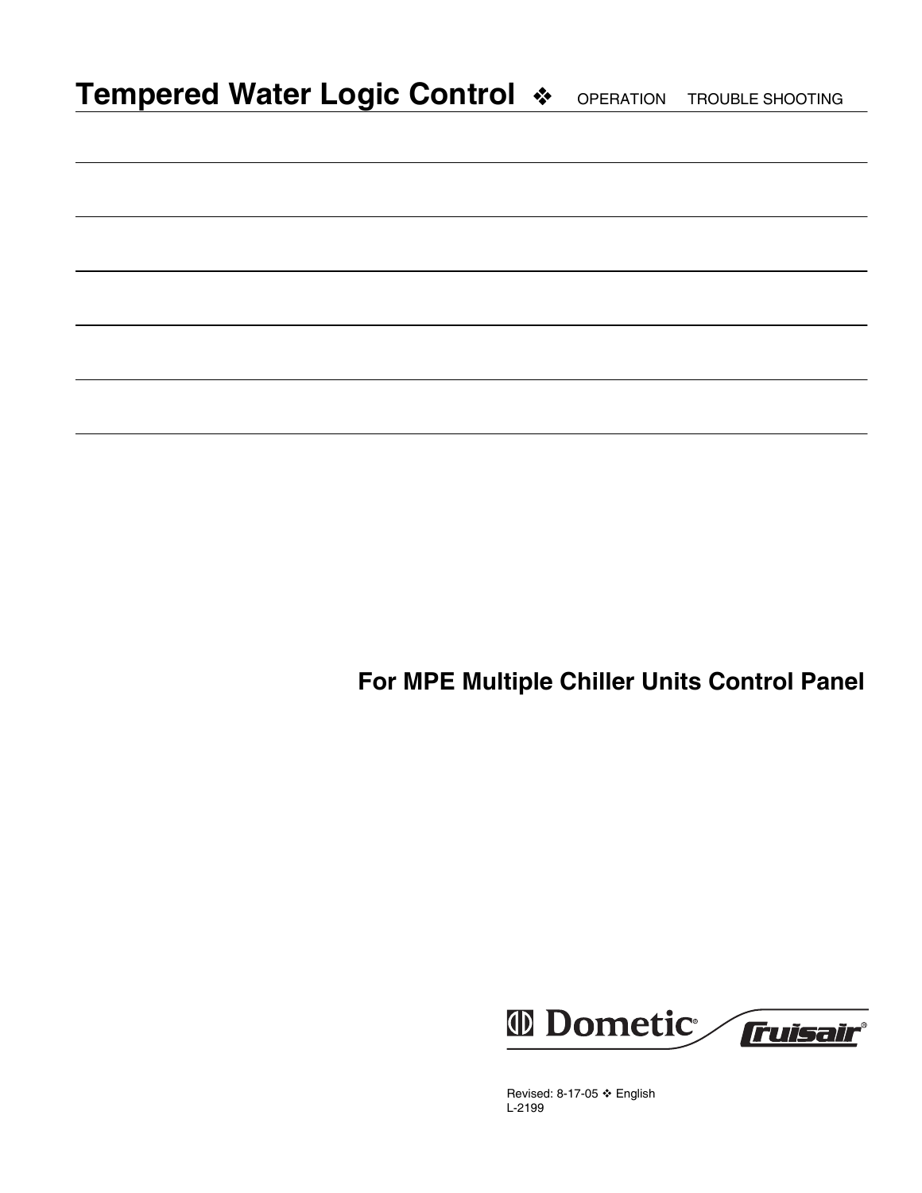# Tempered Water Logic Control ❖ OPERATION TROUBLE SHOOTING

## For MPE Multiple Chiller Units Control Panel

Dometic® Cruisair®

Revised: 8-17-05 ❖ English
L-2199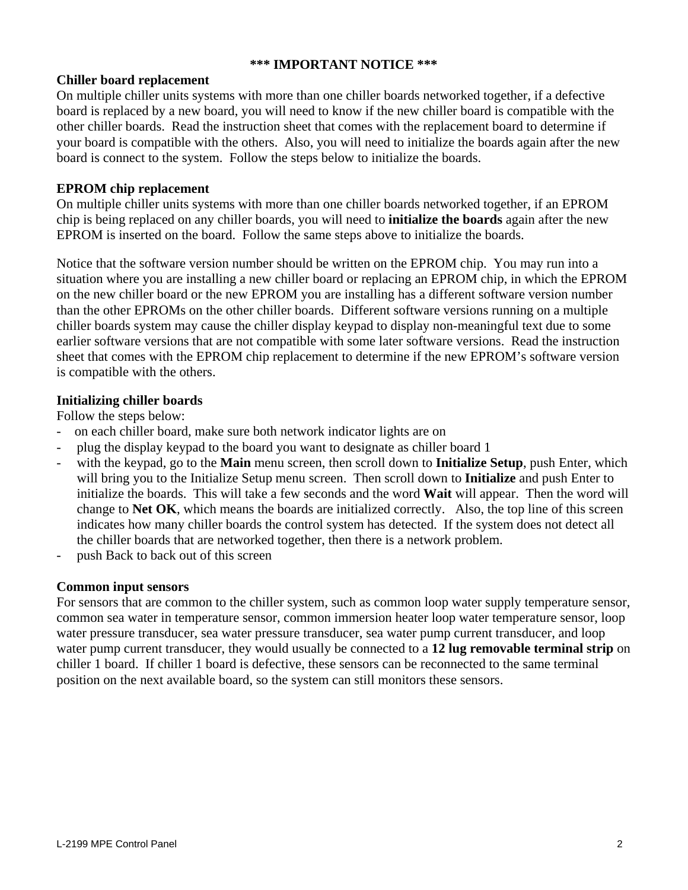**\*\*\* IMPORTANT NOTICE \*\*\***

**Chiller board replacement**

On multiple chiller units systems with more than one chiller boards networked together, if a defective board is replaced by a new board, you will need to know if the new chiller board is compatible with the other chiller boards. Read the instruction sheet that comes with the replacement board to determine if your board is compatible with the others. Also, you will need to initialize the boards again after the new board is connect to the system. Follow the steps below to initialize the boards.

**EPROM chip replacement**

On multiple chiller units systems with more than one chiller boards networked together, if an EPROM chip is being replaced on any chiller boards, you will need to **initialize the boards** again after the new EPROM is inserted on the board. Follow the same steps above to initialize the boards.

Notice that the software version number should be written on the EPROM chip. You may run into a situation where you are installing a new chiller board or replacing an EPROM chip, in which the EPROM on the new chiller board or the new EPROM you are installing has a different software version number than the other EPROMs on the other chiller boards. Different software versions running on a multiple chiller boards system may cause the chiller display keypad to display non-meaningful text due to some earlier software versions that are not compatible with some later software versions. Read the instruction sheet that comes with the EPROM chip replacement to determine if the new EPROM's software version is compatible with the others.

**Initializing chiller boards**

Follow the steps below:

- on each chiller board, make sure both network indicator lights are on
- plug the display keypad to the board you want to designate as chiller board 1
- with the keypad, go to the **Main** menu screen, then scroll down to **Initialize Setup**, push Enter, which will bring you to the Initialize Setup menu screen. Then scroll down to **Initialize** and push Enter to initialize the boards. This will take a few seconds and the word **Wait** will appear. Then the word will change to **Net OK**, which means the boards are initialized correctly. Also, the top line of this screen indicates how many chiller boards the control system has detected. If the system does not detect all the chiller boards that are networked together, then there is a network problem.
- push Back to back out of this screen

**Common input sensors**

For sensors that are common to the chiller system, such as common loop water supply temperature sensor, common sea water in temperature sensor, common immersion heater loop water temperature sensor, loop water pressure transducer, sea water pressure transducer, sea water pump current transducer, and loop water pump current transducer, they would usually be connected to a **12 lug removable terminal strip** on chiller 1 board. If chiller 1 board is defective, these sensors can be reconnected to the same terminal position on the next available board, so the system can still monitors these sensors.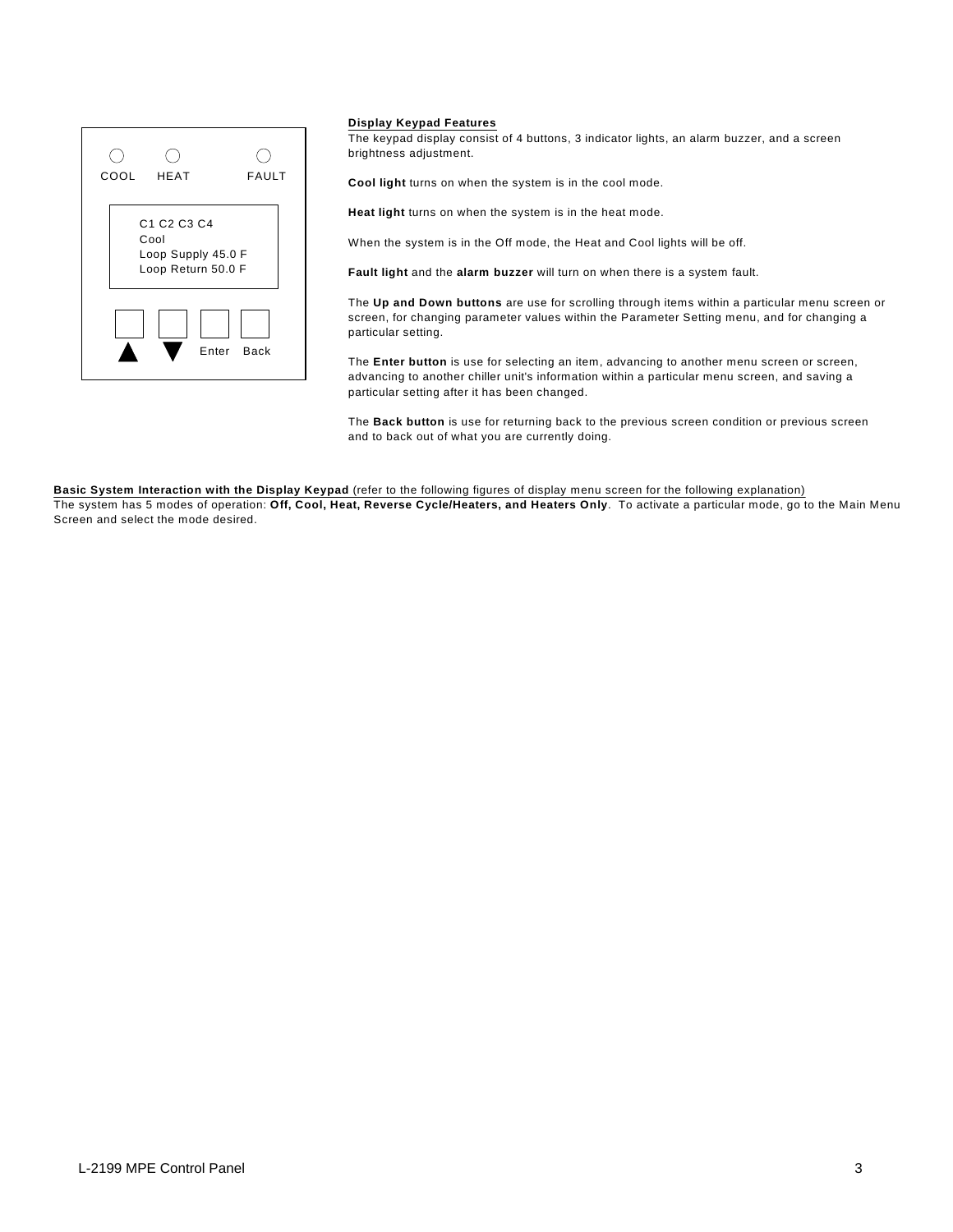COOL　　HEAT　　　　FAULT

```
C1 C2 C3 C4
Cool
Loop Supply 45.0 F
Loop Return 50.0 F
```

▲　▼　Enter　Back

**Display Keypad Features**

The keypad display consist of 4 buttons, 3 indicator lights, an alarm buzzer, and a screen brightness adjustment.

**Cool light** turns on when the system is in the cool mode.

**Heat light** turns on when the system is in the heat mode.

When the system is in the Off mode, the Heat and Cool lights will be off.

**Fault light** and the **alarm buzzer** will turn on when there is a system fault.

The **Up and Down buttons** are use for scrolling through items within a particular menu screen or screen, for changing parameter values within the Parameter Setting menu, and for changing a particular setting.

The **Enter button** is use for selecting an item, advancing to another menu screen or screen, advancing to another chiller unit's information within a particular menu screen, and saving a particular setting after it has been changed.

The **Back button** is use for returning back to the previous screen condition or previous screen and to back out of what you are currently doing.

**Basic System Interaction with the Display Keypad** (refer to the following figures of display menu screen for the following explanation)

The system has 5 modes of operation: **Off, Cool, Heat, Reverse Cycle/Heaters, and Heaters Only**. To activate a particular mode, go to the Main Menu Screen and select the mode desired.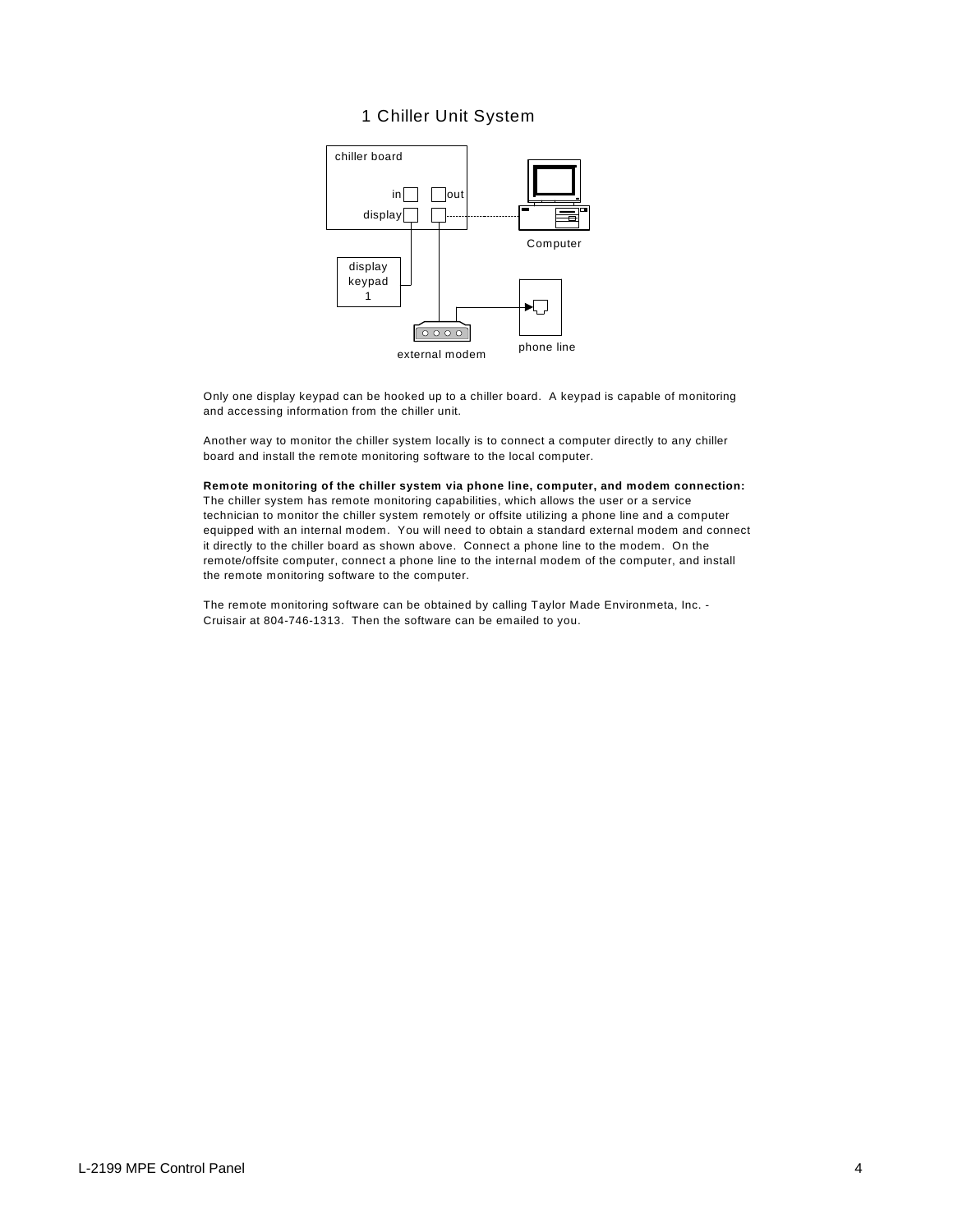## 1 Chiller Unit System

chiller board

in

out

display

Computer

display keypad 1

external modem

phone line

Only one display keypad can be hooked up to a chiller board. A keypad is capable of monitoring and accessing information from the chiller unit.

Another way to monitor the chiller system locally is to connect a computer directly to any chiller board and install the remote monitoring software to the local computer.

**Remote monitoring of the chiller system via phone line, computer, and modem connection:**
The chiller system has remote monitoring capabilities, which allows the user or a service technician to monitor the chiller system remotely or offsite utilizing a phone line and a computer equipped with an internal modem. You will need to obtain a standard external modem and connect it directly to the chiller board as shown above. Connect a phone line to the modem. On the remote/offsite computer, connect a phone line to the internal modem of the computer, and install the remote monitoring software to the computer.

The remote monitoring software can be obtained by calling Taylor Made Environmeta, Inc. - Cruisair at 804-746-1313. Then the software can be emailed to you.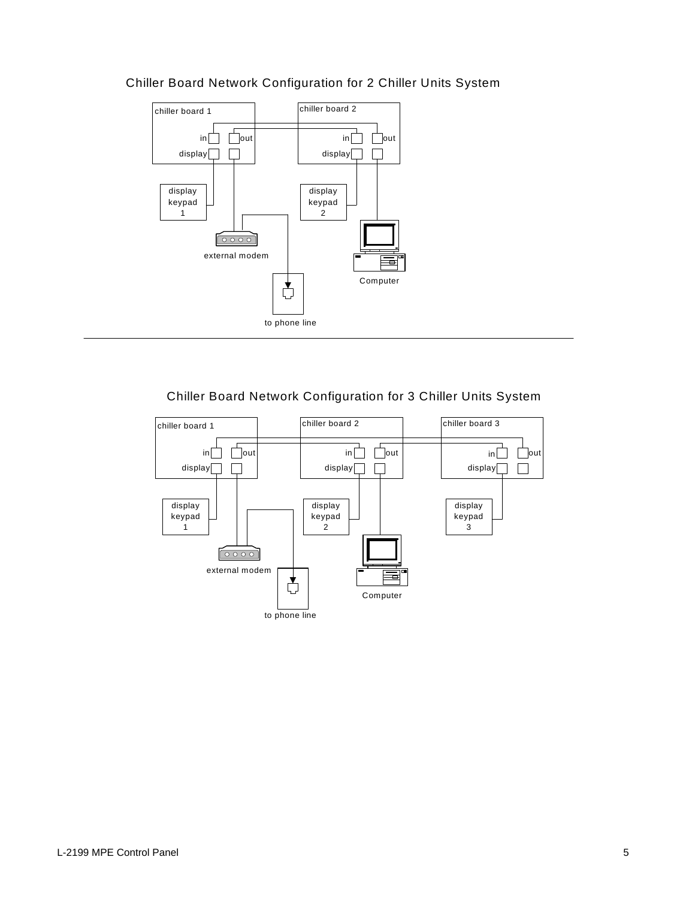## Chiller Board Network Configuration for 2 Chiller Units System

chiller board 1

in out

display

chiller board 2

in out

display

display keypad 1

display keypad 2

external modem

Computer

to phone line

---

## Chiller Board Network Configuration for 3 Chiller Units System

chiller board 1

in out

display

chiller board 2

in out

display

chiller board 3

in out

display

display keypad 1

display keypad 2

display keypad 3

external modem

Computer

to phone line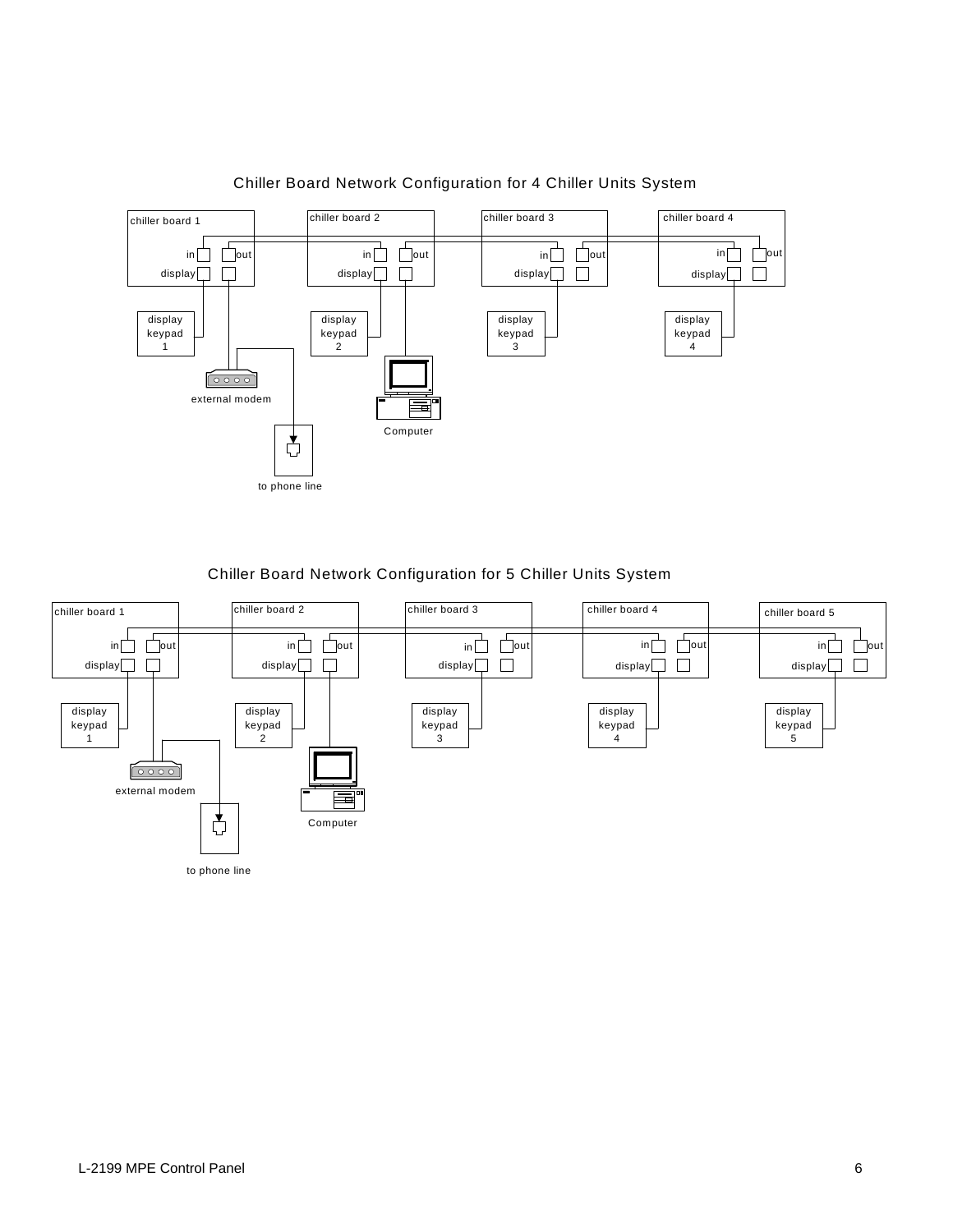## Chiller Board Network Configuration for 4 Chiller Units System

chiller board 1 — in, out, display
chiller board 2 — in, out, display
chiller board 3 — in, out, display
chiller board 4 — in, out, display

display keypad 1
display keypad 2
display keypad 3
display keypad 4

external modem

Computer

to phone line

## Chiller Board Network Configuration for 5 Chiller Units System

chiller board 1 — in, out, display
chiller board 2 — in, out, display
chiller board 3 — in, out, display
chiller board 4 — in, out, display
chiller board 5 — in, out, display

display keypad 1
display keypad 2
display keypad 3
display keypad 4
display keypad 5

external modem

Computer

to phone line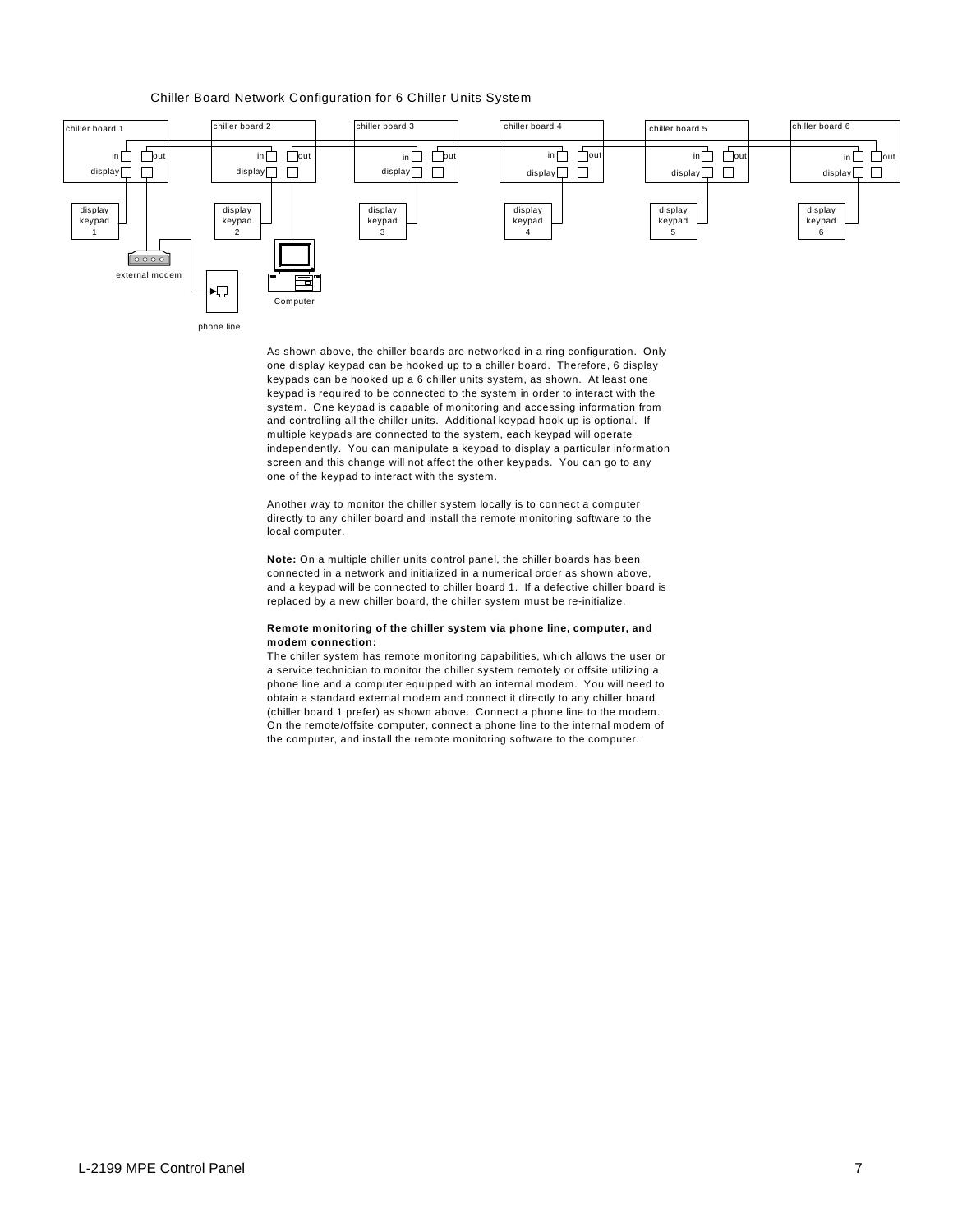Chiller Board Network Configuration for 6 Chiller Units System

As shown above, the chiller boards are networked in a ring configuration. Only one display keypad can be hooked up to a chiller board. Therefore, 6 display keypads can be hooked up a 6 chiller units system, as shown. At least one keypad is required to be connected to the system in order to interact with the system. One keypad is capable of monitoring and accessing information from and controlling all the chiller units. Additional keypad hook up is optional. If multiple keypads are connected to the system, each keypad will operate independently. You can manipulate a keypad to display a particular information screen and this change will not affect the other keypads. You can go to any one of the keypad to interact with the system.

Another way to monitor the chiller system locally is to connect a computer directly to any chiller board and install the remote monitoring software to the local computer.

**Note:** On a multiple chiller units control panel, the chiller boards has been connected in a network and initialized in a numerical order as shown above, and a keypad will be connected to chiller board 1. If a defective chiller board is replaced by a new chiller board, the chiller system must be re-initialize.

**Remote monitoring of the chiller system via phone line, computer, and modem connection:**

The chiller system has remote monitoring capabilities, which allows the user or a service technician to monitor the chiller system remotely or offsite utilizing a phone line and a computer equipped with an internal modem. You will need to obtain a standard external modem and connect it directly to any chiller board (chiller board 1 prefer) as shown above. Connect a phone line to the modem. On the remote/offsite computer, connect a phone line to the internal modem of the computer, and install the remote monitoring software to the computer.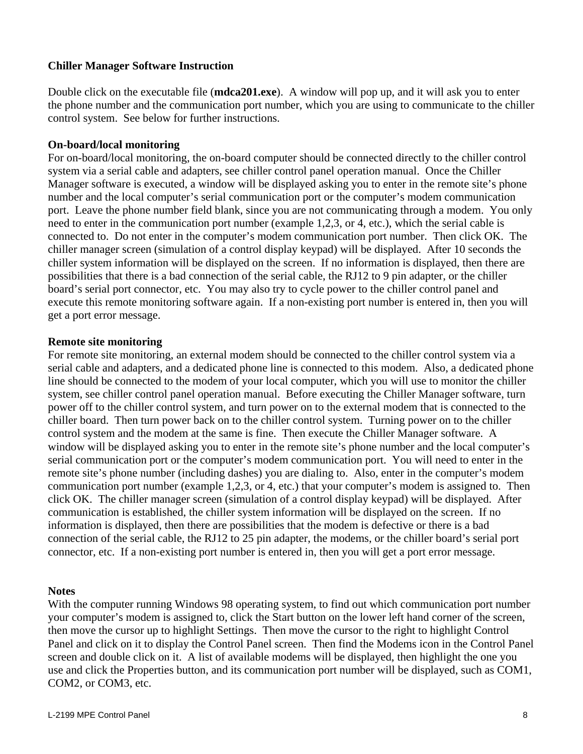**Chiller Manager Software Instruction**

Double click on the executable file (**mdca201.exe**). A window will pop up, and it will ask you to enter the phone number and the communication port number, which you are using to communicate to the chiller control system. See below for further instructions.

**On-board/local monitoring**

For on-board/local monitoring, the on-board computer should be connected directly to the chiller control system via a serial cable and adapters, see chiller control panel operation manual. Once the Chiller Manager software is executed, a window will be displayed asking you to enter in the remote site's phone number and the local computer's serial communication port or the computer's modem communication port. Leave the phone number field blank, since you are not communicating through a modem. You only need to enter in the communication port number (example 1,2,3, or 4, etc.), which the serial cable is connected to. Do not enter in the computer's modem communication port number. Then click OK. The chiller manager screen (simulation of a control display keypad) will be displayed. After 10 seconds the chiller system information will be displayed on the screen. If no information is displayed, then there are possibilities that there is a bad connection of the serial cable, the RJ12 to 9 pin adapter, or the chiller board's serial port connector, etc. You may also try to cycle power to the chiller control panel and execute this remote monitoring software again. If a non-existing port number is entered in, then you will get a port error message.

**Remote site monitoring**

For remote site monitoring, an external modem should be connected to the chiller control system via a serial cable and adapters, and a dedicated phone line is connected to this modem. Also, a dedicated phone line should be connected to the modem of your local computer, which you will use to monitor the chiller system, see chiller control panel operation manual. Before executing the Chiller Manager software, turn power off to the chiller control system, and turn power on to the external modem that is connected to the chiller board. Then turn power back on to the chiller control system. Turning power on to the chiller control system and the modem at the same is fine. Then execute the Chiller Manager software. A window will be displayed asking you to enter in the remote site's phone number and the local computer's serial communication port or the computer's modem communication port. You will need to enter in the remote site's phone number (including dashes) you are dialing to. Also, enter in the computer's modem communication port number (example 1,2,3, or 4, etc.) that your computer's modem is assigned to. Then click OK. The chiller manager screen (simulation of a control display keypad) will be displayed. After communication is established, the chiller system information will be displayed on the screen. If no information is displayed, then there are possibilities that the modem is defective or there is a bad connection of the serial cable, the RJ12 to 25 pin adapter, the modems, or the chiller board's serial port connector, etc. If a non-existing port number is entered in, then you will get a port error message.

**Notes**

With the computer running Windows 98 operating system, to find out which communication port number your computer's modem is assigned to, click the Start button on the lower left hand corner of the screen, then move the cursor up to highlight Settings. Then move the cursor to the right to highlight Control Panel and click on it to display the Control Panel screen. Then find the Modems icon in the Control Panel screen and double click on it. A list of available modems will be displayed, then highlight the one you use and click the Properties button, and its communication port number will be displayed, such as COM1, COM2, or COM3, etc.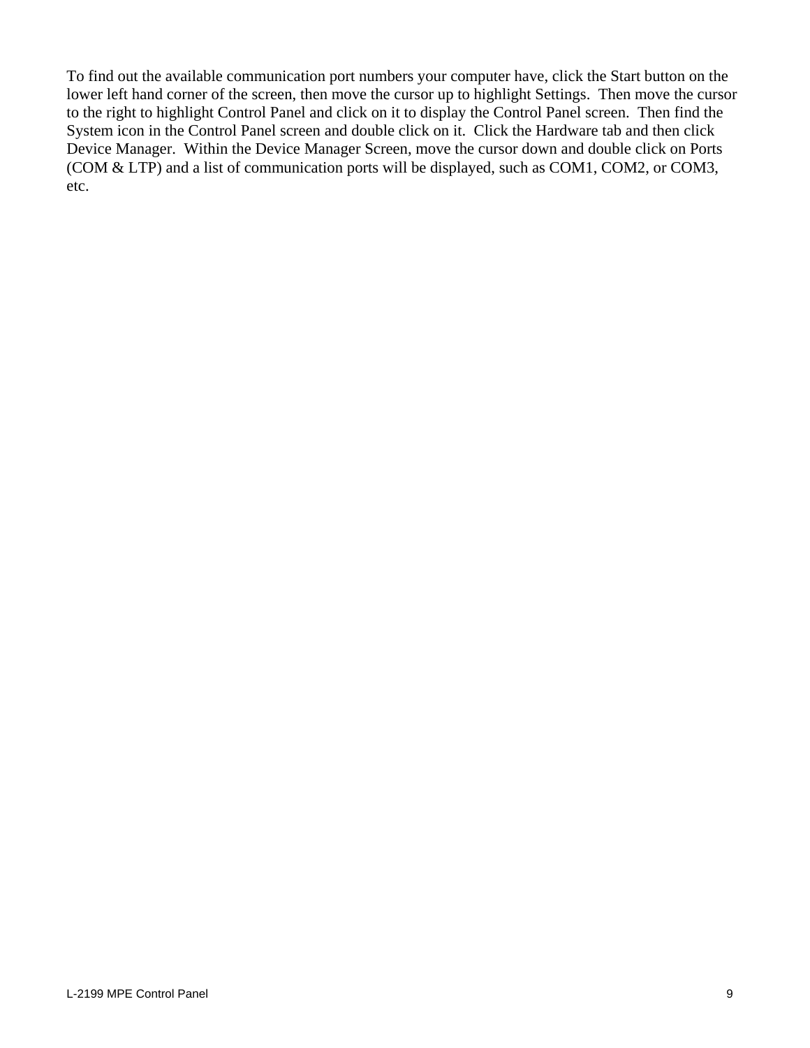To find out the available communication port numbers your computer have, click the Start button on the lower left hand corner of the screen, then move the cursor up to highlight Settings.  Then move the cursor to the right to highlight Control Panel and click on it to display the Control Panel screen.  Then find the System icon in the Control Panel screen and double click on it.  Click the Hardware tab and then click Device Manager.  Within the Device Manager Screen, move the cursor down and double click on Ports (COM & LTP) and a list of communication ports will be displayed, such as COM1, COM2, or COM3, etc.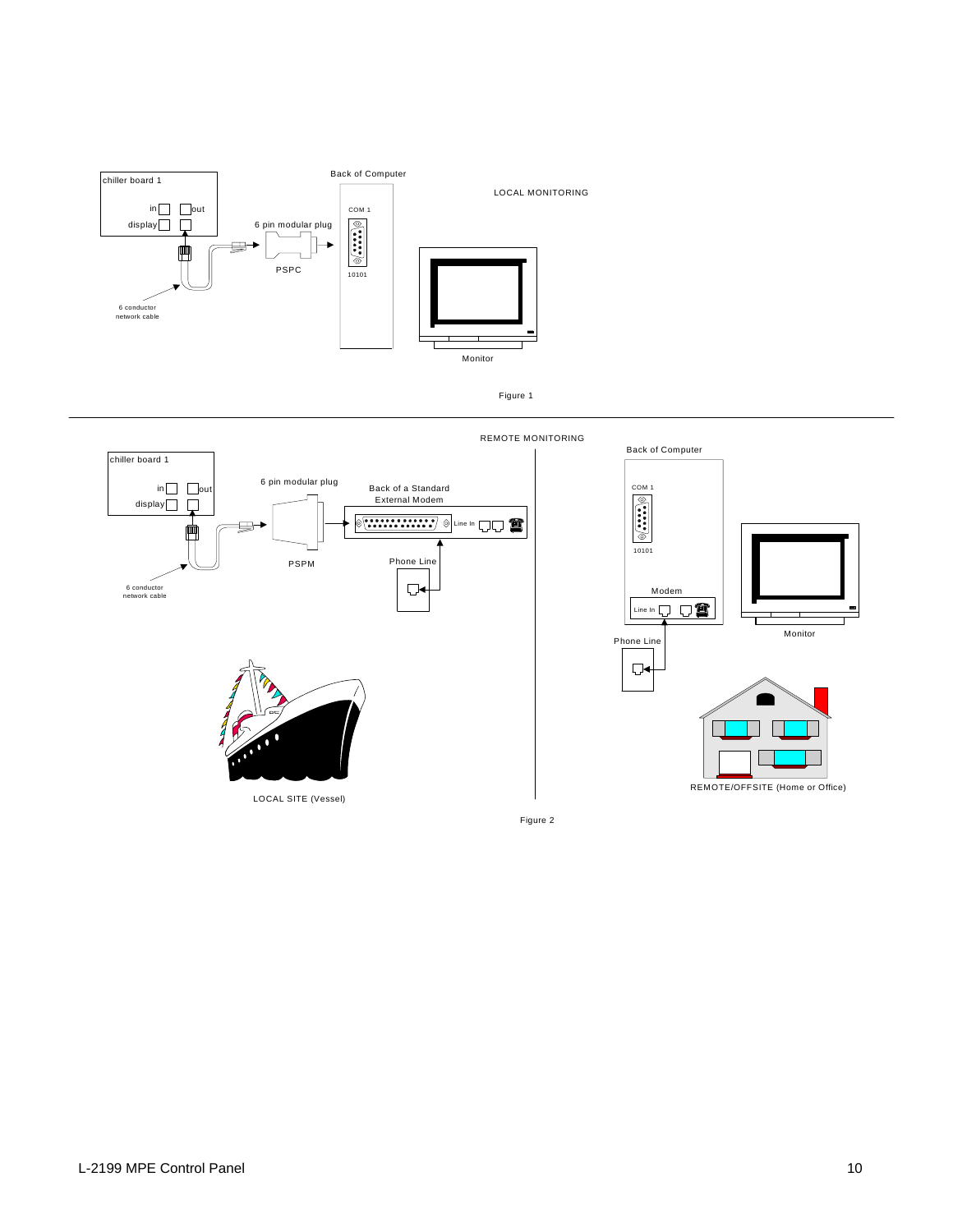chiller board 1

in out

display

6 conductor network cable

6 pin modular plug

PSPC

Back of Computer

COM 1

10101

LOCAL MONITORING

Monitor

Figure 1

REMOTE MONITORING

chiller board 1

in out

display

6 conductor network cable

6 pin modular plug

PSPM

Back of a Standard External Modem

Line In

Phone Line

LOCAL SITE (Vessel)

Back of Computer

COM 1

10101

Modem

Line In

Phone Line

Monitor

REMOTE/OFFSITE (Home or Office)

Figure 2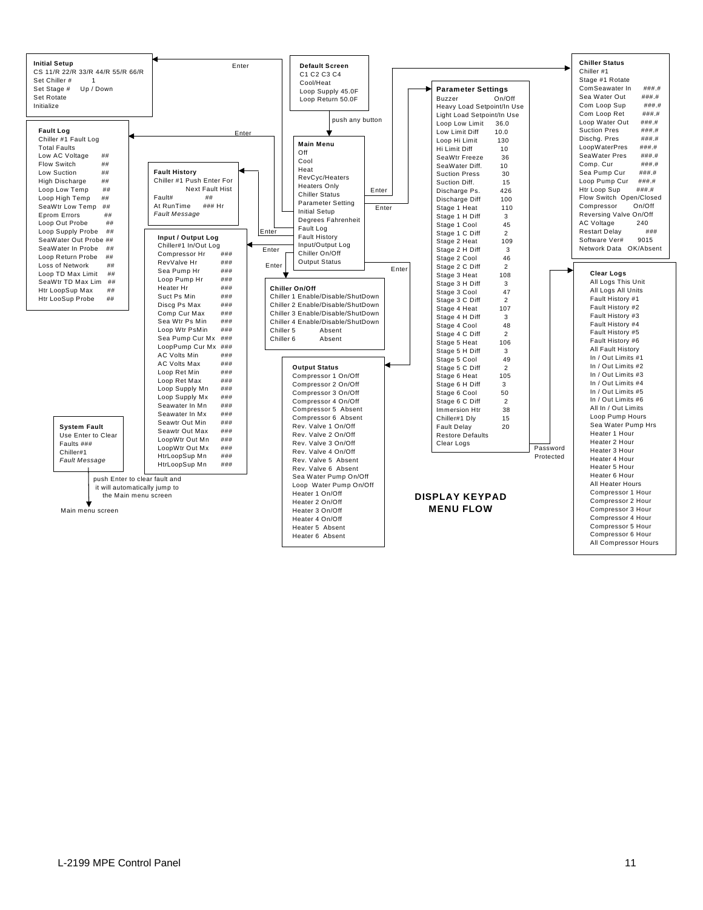**Initial Setup**
CS 11/R 22/R 33/R 44/R 55/R 66/R
Set Chiller # 1
Set Stage # Up / Down
Set Rotate
Initialize

**Default Screen**
C1 C2 C3 C4
Cool/Heat
Loop Supply 45.0F
Loop Return 50.0F

push any button

**Main Menu**
Off
Cool
Heat
RevCyc/Heaters
Heaters Only
Chiller Status
Parameter Setting
Initial Setup
Degrees Fahrenheit
Fault Log
Fault History
Input/Output Log
Chiller On/Off
Output Status

**Chiller Status**
Chiller #1
Stage #1 Rotate
ComSeawater In ###.#
Sea Water Out ###.#
Com Loop Sup ###.#
Com Loop Ret ###.#
Loop Water Out ###.#
Suction Pres ###.#
Dischg. Pres ###.#
LoopWaterPres ###.#
SeaWater Pres ###.#
Comp. Cur ###.#
Sea Pump Cur ###.#
Loop Pump Cur ###.#
Htr Loop Sup ###.#
Flow Switch Open/Closed
Compressor On/Off
Reversing Valve On/Off
AC Voltage 240
Restart Delay ###
Software Ver# 9015
Network Data OK/Absent

**Parameter Settings**
Buzzer On/Off
Heavy Load Setpoint/In Use
Light Load Setpoint/In Use
Loop Low Limit 36.0
Low Limit Diff 10.0
Loop Hi Limit 130
Hi Limit Diff 10
SeaWtr Freeze 36
SeaWater Diff. 10
Suction Press 30
Suction Diff. 15
Discharge Ps. 426
Discharge Diff 100
Stage 1 Heat 110
Stage 1 H Diff 3
Stage 1 Cool 45
Stage 1 C Diff 2
Stage 2 Heat 109
Stage 2 H Diff 3
Stage 2 Cool 46
Stage 2 C Diff 2
Stage 3 Heat 108
Stage 3 H Diff 3
Stage 3 Cool 47
Stage 3 C Diff 2
Stage 4 Heat 107
Stage 4 H Diff 3
Stage 4 Cool 48
Stage 4 C Diff 2
Stage 5 Heat 106
Stage 5 H Diff 3
Stage 5 Cool 49
Stage 5 C Diff 2
Stage 6 Heat 105
Stage 6 H Diff 3
Stage 6 Cool 50
Stage 6 C Diff 2
Immersion Htr 38
Chiller#1 Dly 15
Fault Delay 20
Restore Defaults
Clear Logs

Password Protected

**Clear Logs**
All Logs This Unit
All Logs All Units
Fault History #1
Fault History #2
Fault History #3
Fault History #4
Fault History #5
Fault History #6
All Fault History
In / Out Limits #1
In / Out Limits #2
In / Out Limits #3
In / Out Limits #4
In / Out Limits #5
In / Out Limits #6
All In / Out Limits
Loop Pump Hours
Sea Water Pump Hrs
Heater 1 Hour
Heater 2 Hour
Heater 3 Hour
Heater 4 Hour
Heater 5 Hour
Heater 6 Hour
All Heater Hours
Compressor 1 Hour
Compressor 2 Hour
Compressor 3 Hour
Compressor 4 Hour
Compressor 5 Hour
Compressor 6 Hour
All Compressor Hours

**Fault Log**
Chiller #1 Fault Log
Total Faults
Low AC Voltage ##
Flow Switch ##
Low Suction ##
High Discharge ##
Loop Low Temp ##
Loop High Temp ##
SeaWtr Low Temp ##
Eprom Errors ##
Loop Out Probe ##
Loop Supply Probe ##
SeaWater Out Probe ##
SeaWater In Probe ##
Loop Return Probe ##
Loss of Network ##
Loop TD Max Limit ##
SeaWtr TD Max Lim ##
Htr LoopSup Max ##
Htr LooSup Probe ##

**Fault History**
Chiller #1 Push Enter For Next Fault Hist
Fault# ##
At RunTime ### Hr
*Fault Message*

**Input / Output Log**
Chiller#1 In/Out Log
Compressor Hr ###
RevValve Hr ###
Sea Pump Hr ###
Loop Pump Hr ###
Heater Hr ###
Suct Ps Min ###
Discg Ps Max ###
Comp Cur Max ###
Sea Wtr Ps Min ###
Loop Wtr PsMin ###
Sea Pump Cur Mx ###
LoopPump Cur Mx ###
AC Volts Min ###
AC Volts Max ###
Loop Ret Min ###
Loop Ret Max ###
Loop Supply Mn ###
Loop Supply Mx ###
Seawater In Mn ###
Seawater In Mx ###
Seawtr Out Min ###
Seawtr Out Max ###
LoopWtr Out Mn ###
LoopWtr Out Mx ###
HtrLoopSup Mn ###
HtrLoopSup Mn ###

**Chiller On/Off**
Chiller 1 Enable/Disable/ShutDown
Chiller 2 Enable/Disable/ShutDown
Chiller 3 Enable/Disable/ShutDown
Chiller 4 Enable/Disable/ShutDown
Chiller 5 Absent
Chiller 6 Absent

**Output Status**
Compressor 1 On/Off
Compressor 2 On/Off
Compressor 3 On/Off
Compressor 4 On/Off
Compressor 5 Absent
Compressor 6 Absent
Rev. Valve 1 On/Off
Rev. Valve 2 On/Off
Rev. Valve 3 On/Off
Rev. Valve 4 On/Off
Rev. Valve 5 Absent
Rev. Valve 6 Absent
Sea Water Pump On/Off
Loop Water Pump On/Off
Heater 1 On/Off
Heater 2 On/Off
Heater 3 On/Off
Heater 4 On/Off
Heater 5 Absent
Heater 6 Absent

**System Fault**
Use Enter to Clear
Faults ###
Chiller#1
*Fault Message*

push Enter to clear fault and it will automatically jump to the Main menu screen

Main menu screen

**DISPLAY KEYPAD MENU FLOW**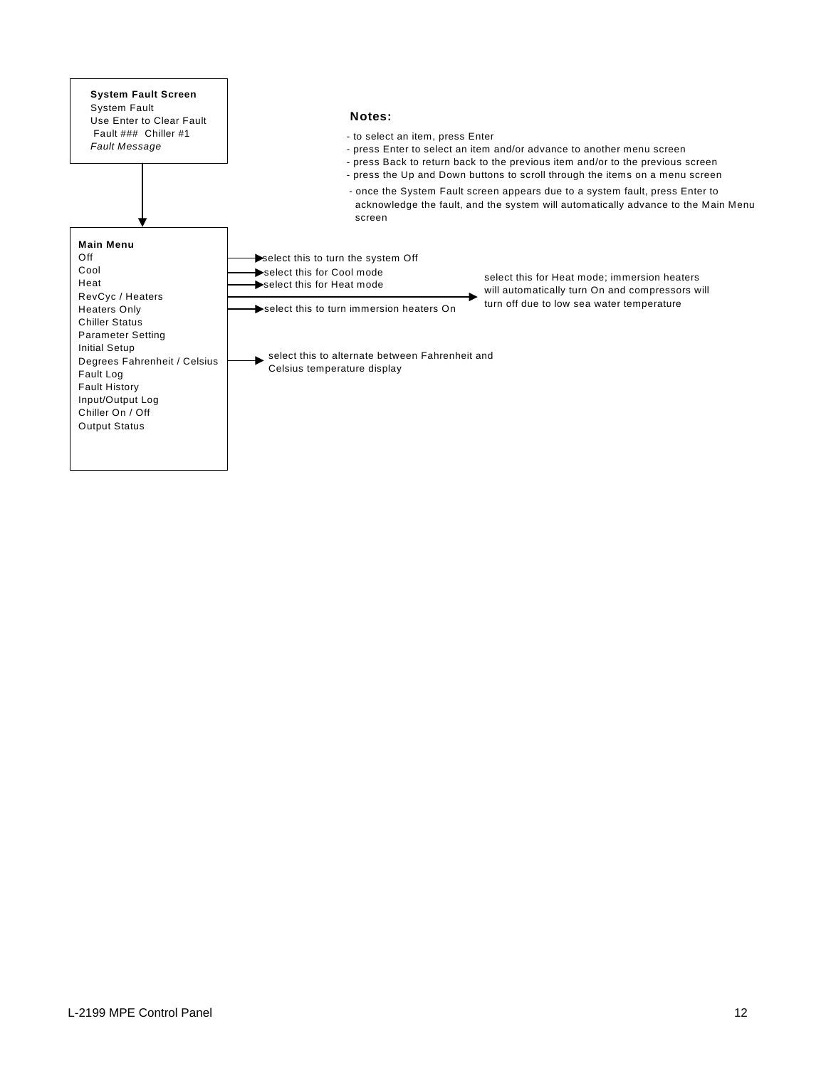**System Fault Screen**
System Fault
Use Enter to Clear Fault
Fault ### Chiller #1
*Fault Message*

**Notes:**

- to select an item, press Enter
- press Enter to select an item and/or advance to another menu screen
- press Back to return back to the previous item and/or to the previous screen
- press the Up and Down buttons to scroll through the items on a menu screen
- once the System Fault screen appears due to a system fault, press Enter to acknowledge the fault, and the system will automatically advance to the Main Menu screen

**Main Menu**

- Off → select this to turn the system Off
- Cool → select this for Cool mode
- Heat → select this for Heat mode
- RevCyc / Heaters → select this for Heat mode; immersion heaters will automatically turn On and compressors will turn off due to low sea water temperature
- Heaters Only → select this to turn immersion heaters On
- Chiller Status
- Parameter Setting
- Initial Setup
- Degrees Fahrenheit / Celsius → select this to alternate between Fahrenheit and Celsius temperature display
- Fault Log
- Fault History
- Input/Output Log
- Chiller On / Off
- Output Status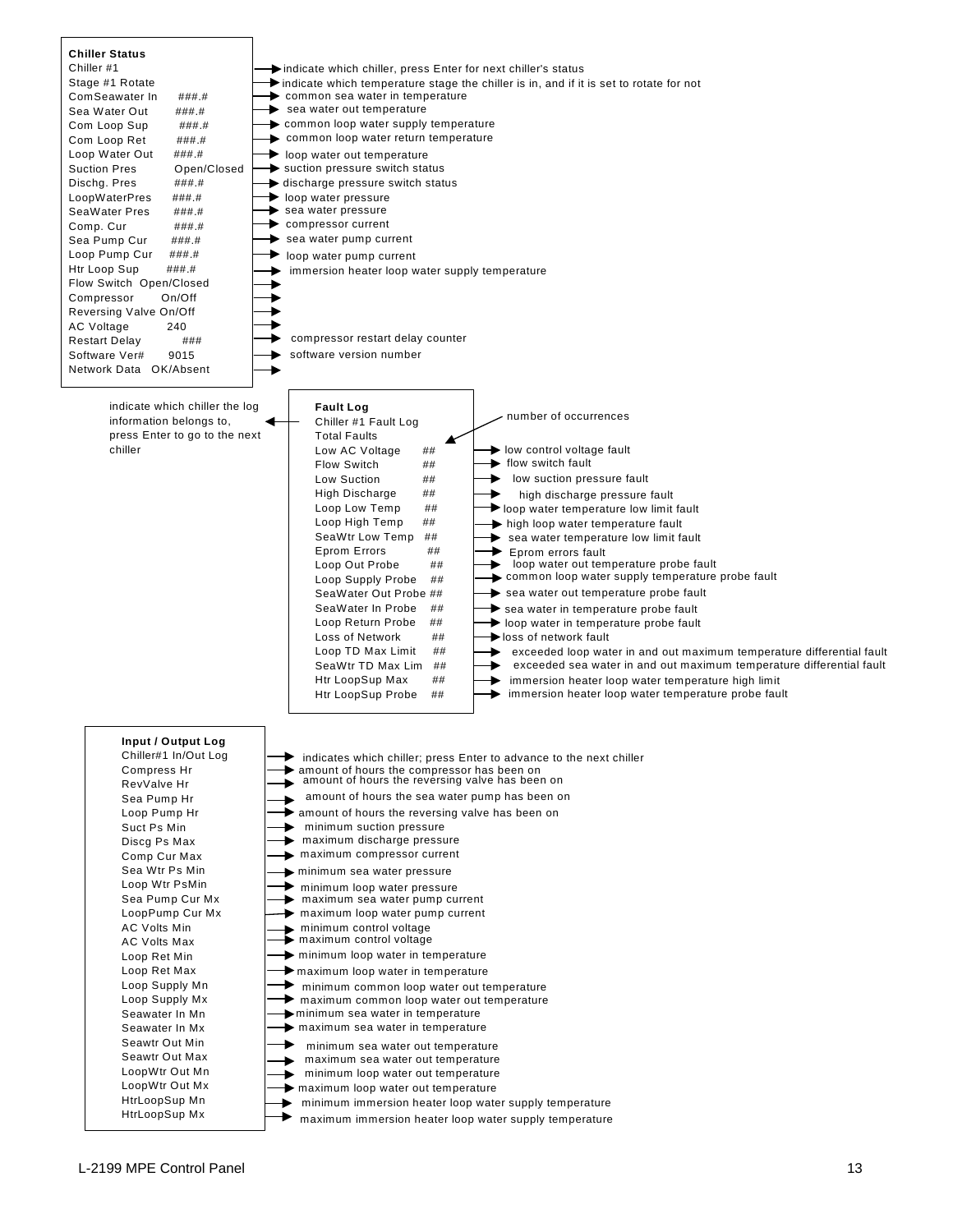### Chiller Status

| Display | Value | Description |
|---|---|---|
| Chiller #1 | | indicate which chiller, press Enter for next chiller's status |
| Stage #1 Rotate | | indicate which temperature stage the chiller is in, and if it is set to rotate for not |
| ComSeawater In | ###.# | common sea water in temperature |
| Sea Water Out | ###.# | sea water out temperature |
| Com Loop Sup | ###.# | common loop water supply temperature |
| Com Loop Ret | ###.# | common loop water return temperature |
| Loop Water Out | ###.# | loop water out temperature |
| Suction Pres | Open/Closed | suction pressure switch status |
| Dischg. Pres | ###.# | discharge pressure switch status |
| LoopWaterPres | ###.# | loop water pressure |
| SeaWater Pres | ###.# | sea water pressure |
| Comp. Cur | ###.# | compressor current |
| Sea Pump Cur | ###.# | sea water pump current |
| Loop Pump Cur | ###.# | loop water pump current |
| Htr Loop Sup | ###.# | immersion heater loop water supply temperature |
| Flow Switch | Open/Closed | |
| Compressor | On/Off | |
| Reversing Valve | On/Off | |
| AC Voltage | 240 | |
| Restart Delay | ### | compressor restart delay counter |
| Software Ver# | 9015 | software version number |
| Network Data | OK/Absent | |

### Fault Log

| Display | Value | Description |
|---|---|---|
| Chiller #1 Fault Log | | indicate which chiller the log information belongs to, press Enter to go to the next chiller |
| Total Faults | | number of occurrences |
| Low AC Voltage | ## | low control voltage fault |
| Flow Switch | ## | flow switch fault |
| Low Suction | ## | low suction pressure fault |
| High Discharge | ## | high discharge pressure fault |
| Loop Low Temp | ## | loop water temperature low limit fault |
| Loop High Temp | ## | high loop water temperature fault |
| SeaWtr Low Temp | ## | sea water temperature low limit fault |
| Eprom Errors | ## | Eprom errors fault |
| Loop Out Probe | ## | loop water out temperature probe fault |
| Loop Supply Probe | ## | common loop water supply temperature probe fault |
| SeaWater Out Probe | ## | sea water out temperature probe fault |
| SeaWater In Probe | ## | sea water in temperature probe fault |
| Loop Return Probe | ## | loop water in temperature probe fault |
| Loss of Network | ## | loss of network fault |
| Loop TD Max Limit | ## | exceeded loop water in and out maximum temperature differential fault |
| SeaWtr TD Max Lim | ## | exceeded sea water in and out maximum temperature differential fault |
| Htr LoopSup Max | ## | immersion heater loop water temperature high limit |
| Htr LoopSup Probe | ## | immersion heater loop water temperature probe fault |

### Input / Output Log

| Display | Description |
|---|---|
| Chiller#1 In/Out Log | indicates which chiller; press Enter to advance to the next chiller |
| Compress Hr | amount of hours the compressor has been on |
| RevValve Hr | amount of hours the reversing valve has been on |
| Sea Pump Hr | amount of hours the sea water pump has been on |
| Loop Pump Hr | amount of hours the reversing valve has been on |
| Suct Ps Min | minimum suction pressure |
| Discg Ps Max | maximum discharge pressure |
| Comp Cur Max | maximum compressor current |
| Sea Wtr Ps Min | minimum sea water pressure |
| Loop Wtr PsMin | minimum loop water pressure |
| Sea Pump Cur Mx | maximum sea water pump current |
| LoopPump Cur Mx | maximum loop water pump current |
| AC Volts Min | minimum control voltage |
| AC Volts Max | maximum control voltage |
| Loop Ret Min | minimum loop water in temperature |
| Loop Ret Max | maximum loop water in temperature |
| Loop Supply Mn | minimum common loop water out temperature |
| Loop Supply Mx | maximum common loop water out temperature |
| Seawater In Mn | minimum sea water in temperature |
| Seawater In Mx | maximum sea water in temperature |
| Seawtr Out Min | minimum sea water out temperature |
| Seawtr Out Max | maximum sea water out temperature |
| LoopWtr Out Mn | minimum loop water out temperature |
| LoopWtr Out Mx | maximum loop water out temperature |
| HtrLoopSup Mn | minimum immersion heater loop water supply temperature |
| HtrLoopSup Mx | maximum immersion heater loop water supply temperature |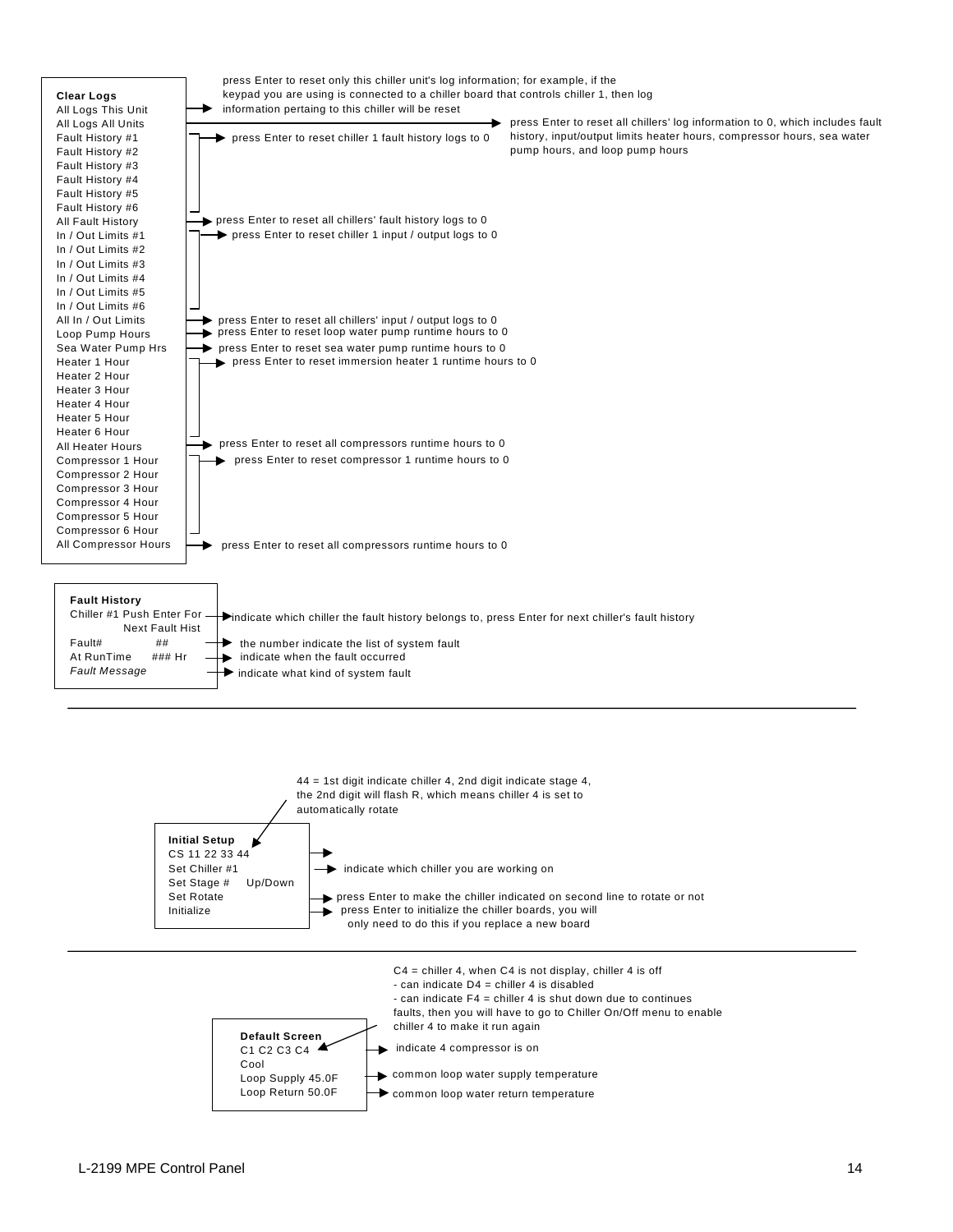**Clear Logs**

| Menu Item | Description |
|---|---|
| All Logs This Unit | press Enter to reset only this chiller unit's log information; for example, if the keypad you are using is connected to a chiller board that controls chiller 1, then log information pertaining to this chiller will be reset |
| All Logs All Units | press Enter to reset all chillers' log information to 0, which includes fault history, input/output limits heater hours, compressor hours, sea water pump hours, and loop pump hours |
| Fault History #1 – Fault History #6 | press Enter to reset chiller 1 fault history logs to 0 |
| All Fault History | press Enter to reset all chillers' fault history logs to 0 |
| In / Out Limits #1 – In / Out Limits #6 | press Enter to reset chiller 1 input / output logs to 0 |
| All In / Out Limits | press Enter to reset all chillers' input / output logs to 0 |
| Loop Pump Hours | press Enter to reset loop water pump runtime hours to 0 |
| Sea Water Pump Hrs | press Enter to reset sea water pump runtime hours to 0 |
| Heater 1 Hour – Heater 6 Hour | press Enter to reset immersion heater 1 runtime hours to 0 |
| All Heater Hours | press Enter to reset all compressors runtime hours to 0 |
| Compressor 1 Hour – Compressor 6 Hour | press Enter to reset compressor 1 runtime hours to 0 |
| All Compressor Hours | press Enter to reset all compressors runtime hours to 0 |

**Fault History**

| Display | Description |
|---|---|
| Chiller #1 Push Enter For Next Fault Hist | indicate which chiller the fault history belongs to, press Enter for next chiller's fault history |
| Fault# ## | the number indicate the list of system fault |
| At RunTime ### Hr | indicate when the fault occurred |
| *Fault Message* | indicate what kind of system fault |

---

**Initial Setup**

| Display | Description |
|---|---|
| CS 11 22 33 44 | 44 = 1st digit indicate chiller 4, 2nd digit indicate stage 4, the 2nd digit will flash R, which means chiller 4 is set to automatically rotate |
| Set Chiller #1 | indicate which chiller you are working on |
| Set Stage # Up/Down | |
| Set Rotate | press Enter to make the chiller indicated on second line to rotate or not |
| Initialize | press Enter to initialize the chiller boards, you will only need to do this if you replace a new board |

---

**Default Screen**

| Display | Description |
|---|---|
| C1 C2 C3 C4 | C4 = chiller 4, when C4 is not display, chiller 4 is off<br>- can indicate D4 = chiller 4 is disabled<br>- can indicate F4 = chiller 4 is shut down due to continues faults, then you will have to go to Chiller On/Off menu to enable chiller 4 to make it run again<br>indicate 4 compressor is on |
| Cool | |
| Loop Supply 45.0F | common loop water supply temperature |
| Loop Return 50.0F | common loop water return temperature |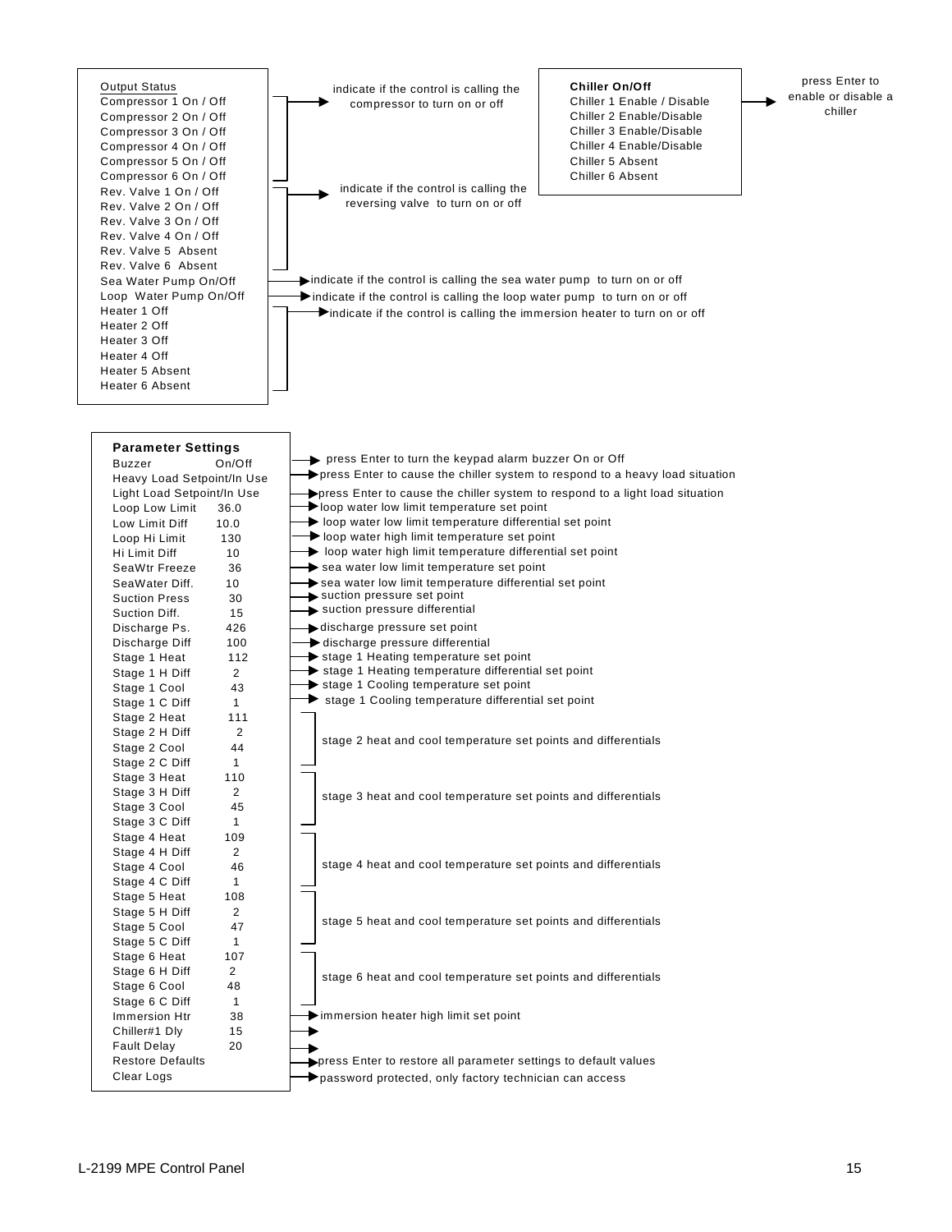**Output Status**

- Compressor 1 On / Off
- Compressor 2 On / Off
- Compressor 3 On / Off
- Compressor 4 On / Off
- Compressor 5 On / Off
- Compressor 6 On / Off

→ indicate if the control is calling the compressor to turn on or off

- Rev. Valve 1 On / Off
- Rev. Valve 2 On / Off
- Rev. Valve 3 On / Off
- Rev. Valve 4 On / Off
- Rev. Valve 5 Absent
- Rev. Valve 6 Absent

→ indicate if the control is calling the reversing valve to turn on or off

- Sea Water Pump On/Off → indicate if the control is calling the sea water pump to turn on or off
- Loop Water Pump On/Off → indicate if the control is calling the loop water pump to turn on or off

- Heater 1 Off
- Heater 2 Off
- Heater 3 Off
- Heater 4 Off
- Heater 5 Absent
- Heater 6 Absent

→ indicate if the control is calling the immersion heater to turn on or off

**Chiller On/Off**

- Chiller 1 Enable / Disable
- Chiller 2 Enable/Disable
- Chiller 3 Enable/Disable
- Chiller 4 Enable/Disable
- Chiller 5 Absent
- Chiller 6 Absent

→ press Enter to enable or disable a chiller

**Parameter Settings**

| Parameter | Value | Description |
|---|---|---|
| Buzzer | On/Off | press Enter to turn the keypad alarm buzzer On or Off |
| Heavy Load Setpoint/In Use | | press Enter to cause the chiller system to respond to a heavy load situation |
| Light Load Setpoint/In Use | | press Enter to cause the chiller system to respond to a light load situation |
| Loop Low Limit | 36.0 | loop water low limit temperature set point |
| Low Limit Diff | 10.0 | loop water low limit temperature differential set point |
| Loop Hi Limit | 130 | loop water high limit temperature set point |
| Hi Limit Diff | 10 | loop water high limit temperature differential set point |
| SeaWtr Freeze | 36 | sea water low limit temperature set point |
| SeaWater Diff. | 10 | sea water low limit temperature differential set point |
| Suction Press | 30 | suction pressure set point |
| Suction Diff. | 15 | suction pressure differential |
| Discharge Ps. | 426 | discharge pressure set point |
| Discharge Diff | 100 | discharge pressure differential |
| Stage 1 Heat | 112 | stage 1 Heating temperature set point |
| Stage 1 H Diff | 2 | stage 1 Heating temperature differential set point |
| Stage 1 Cool | 43 | stage 1 Cooling temperature set point |
| Stage 1 C Diff | 1 | stage 1 Cooling temperature differential set point |
| Stage 2 Heat | 111 | stage 2 heat and cool temperature set points and differentials |
| Stage 2 H Diff | 2 | |
| Stage 2 Cool | 44 | |
| Stage 2 C Diff | 1 | |
| Stage 3 Heat | 110 | stage 3 heat and cool temperature set points and differentials |
| Stage 3 H Diff | 2 | |
| Stage 3 Cool | 45 | |
| Stage 3 C Diff | 1 | |
| Stage 4 Heat | 109 | stage 4 heat and cool temperature set points and differentials |
| Stage 4 H Diff | 2 | |
| Stage 4 Cool | 46 | |
| Stage 4 C Diff | 1 | |
| Stage 5 Heat | 108 | stage 5 heat and cool temperature set points and differentials |
| Stage 5 H Diff | 2 | |
| Stage 5 Cool | 47 | |
| Stage 5 C Diff | 1 | |
| Stage 6 Heat | 107 | stage 6 heat and cool temperature set points and differentials |
| Stage 6 H Diff | 2 | |
| Stage 6 Cool | 48 | |
| Stage 6 C Diff | 1 | |
| Immersion Htr | 38 | immersion heater high limit set point |
| Chiller#1 Dly | 15 | |
| Fault Delay | 20 | |
| Restore Defaults | | press Enter to restore all parameter settings to default values |
| Clear Logs | | password protected, only factory technician can access |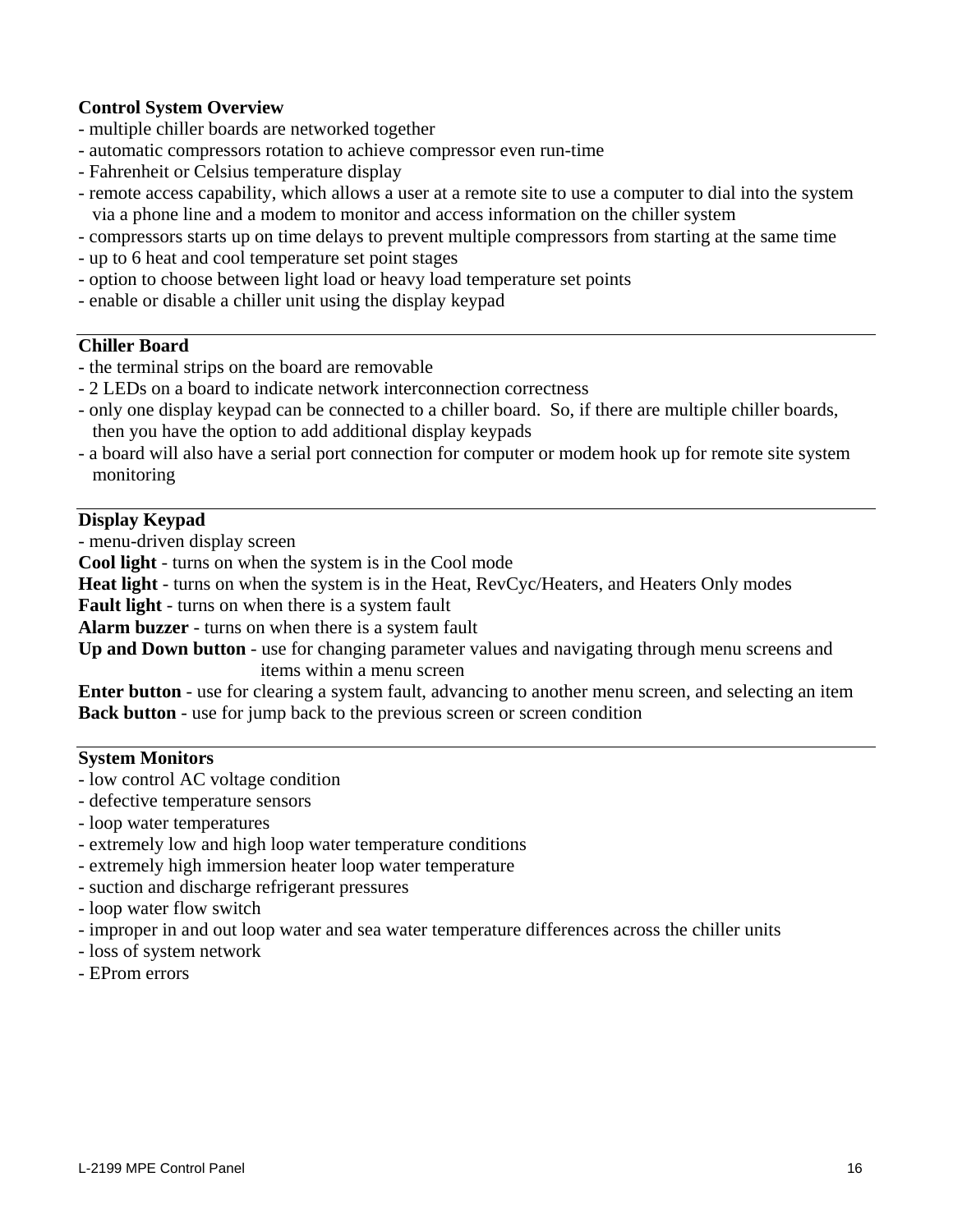**Control System Overview**

- multiple chiller boards are networked together
- automatic compressors rotation to achieve compressor even run-time
- Fahrenheit or Celsius temperature display
- remote access capability, which allows a user at a remote site to use a computer to dial into the system via a phone line and a modem to monitor and access information on the chiller system
- compressors starts up on time delays to prevent multiple compressors from starting at the same time
- up to 6 heat and cool temperature set point stages
- option to choose between light load or heavy load temperature set points
- enable or disable a chiller unit using the display keypad

---

**Chiller Board**

- the terminal strips on the board are removable
- 2 LEDs on a board to indicate network interconnection correctness
- only one display keypad can be connected to a chiller board. So, if there are multiple chiller boards, then you have the option to add additional display keypads
- a board will also have a serial port connection for computer or modem hook up for remote site system monitoring

---

**Display Keypad**

- menu-driven display screen

**Cool light** - turns on when the system is in the Cool mode
**Heat light** - turns on when the system is in the Heat, RevCyc/Heaters, and Heaters Only modes
**Fault light** - turns on when there is a system fault
**Alarm buzzer** - turns on when there is a system fault
**Up and Down button** - use for changing parameter values and navigating through menu screens and items within a menu screen
**Enter button** - use for clearing a system fault, advancing to another menu screen, and selecting an item
**Back button** - use for jump back to the previous screen or screen condition

---

**System Monitors**

- low control AC voltage condition
- defective temperature sensors
- loop water temperatures
- extremely low and high loop water temperature conditions
- extremely high immersion heater loop water temperature
- suction and discharge refrigerant pressures
- loop water flow switch
- improper in and out loop water and sea water temperature differences across the chiller units
- loss of system network
- EProm errors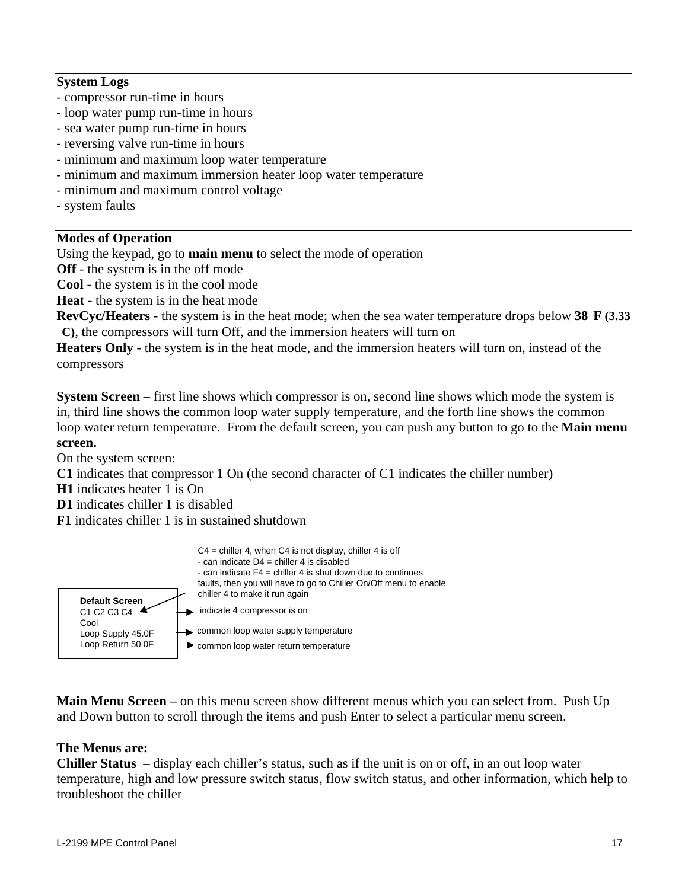**System Logs**

- compressor run-time in hours
- loop water pump run-time in hours
- sea water pump run-time in hours
- reversing valve run-time in hours
- minimum and maximum loop water temperature
- minimum and maximum immersion heater loop water temperature
- minimum and maximum control voltage
- system faults

**Modes of Operation**

Using the keypad, go to **main menu** to select the mode of operation

**Off** - the system is in the off mode

**Cool** - the system is in the cool mode

**Heat** - the system is in the heat mode

**RevCyc/Heaters** - the system is in the heat mode; when the sea water temperature drops below **38 F (3.33 C)**, the compressors will turn Off, and the immersion heaters will turn on

**Heaters Only** - the system is in the heat mode, and the immersion heaters will turn on, instead of the compressors

**System Screen** – first line shows which compressor is on, second line shows which mode the system is in, third line shows the common loop water supply temperature, and the forth line shows the common loop water return temperature. From the default screen, you can push any button to go to the **Main menu screen.**

On the system screen:

**C1** indicates that compressor 1 On (the second character of C1 indicates the chiller number)

**H1** indicates heater 1 is On

**D1** indicates chiller 1 is disabled

**F1** indicates chiller 1 is in sustained shutdown

```
Default Screen
C1 C2 C3 C4        -> indicate 4 compressor is on
Cool
Loop Supply 45.0F  -> common loop water supply temperature
Loop Return 50.0F  -> common loop water return temperature
```

C4 = chiller 4, when C4 is not display, chiller 4 is off
- can indicate D4 = chiller 4 is disabled
- can indicate F4 = chiller 4 is shut down due to continues faults, then you will have to go to Chiller On/Off menu to enable chiller 4 to make it run again

**Main Menu Screen –** on this menu screen show different menus which you can select from. Push Up and Down button to scroll through the items and push Enter to select a particular menu screen.

**The Menus are:**

**Chiller Status** – display each chiller's status, such as if the unit is on or off, in an out loop water temperature, high and low pressure switch status, flow switch status, and other information, which help to troubleshoot the chiller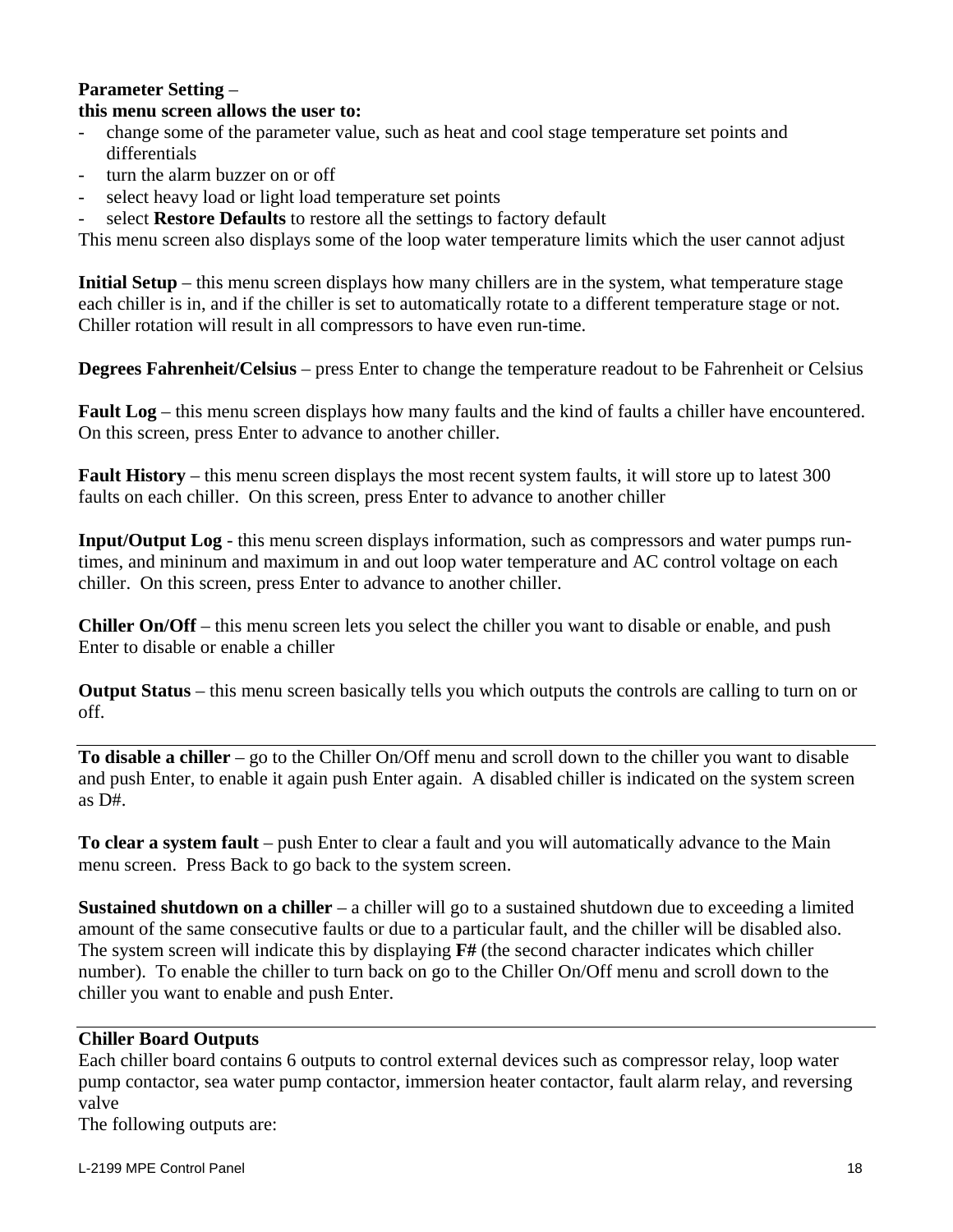**Parameter Setting** –
**this menu screen allows the user to:**

- change some of the parameter value, such as heat and cool stage temperature set points and differentials
- turn the alarm buzzer on or off
- select heavy load or light load temperature set points
- select **Restore Defaults** to restore all the settings to factory default

This menu screen also displays some of the loop water temperature limits which the user cannot adjust

**Initial Setup** – this menu screen displays how many chillers are in the system, what temperature stage each chiller is in, and if the chiller is set to automatically rotate to a different temperature stage or not. Chiller rotation will result in all compressors to have even run-time.

**Degrees Fahrenheit/Celsius** – press Enter to change the temperature readout to be Fahrenheit or Celsius

**Fault Log** – this menu screen displays how many faults and the kind of faults a chiller have encountered. On this screen, press Enter to advance to another chiller.

**Fault History** – this menu screen displays the most recent system faults, it will store up to latest 300 faults on each chiller. On this screen, press Enter to advance to another chiller

**Input/Output Log** - this menu screen displays information, such as compressors and water pumps run-times, and mininum and maximum in and out loop water temperature and AC control voltage on each chiller. On this screen, press Enter to advance to another chiller.

**Chiller On/Off** – this menu screen lets you select the chiller you want to disable or enable, and push Enter to disable or enable a chiller

**Output Status** – this menu screen basically tells you which outputs the controls are calling to turn on or off.

---

**To disable a chiller** – go to the Chiller On/Off menu and scroll down to the chiller you want to disable and push Enter, to enable it again push Enter again. A disabled chiller is indicated on the system screen as D#.

**To clear a system fault** – push Enter to clear a fault and you will automatically advance to the Main menu screen. Press Back to go back to the system screen.

**Sustained shutdown on a chiller** – a chiller will go to a sustained shutdown due to exceeding a limited amount of the same consecutive faults or due to a particular fault, and the chiller will be disabled also. The system screen will indicate this by displaying **F#** (the second character indicates which chiller number). To enable the chiller to turn back on go to the Chiller On/Off menu and scroll down to the chiller you want to enable and push Enter.

---

**Chiller Board Outputs**

Each chiller board contains 6 outputs to control external devices such as compressor relay, loop water pump contactor, sea water pump contactor, immersion heater contactor, fault alarm relay, and reversing valve

The following outputs are: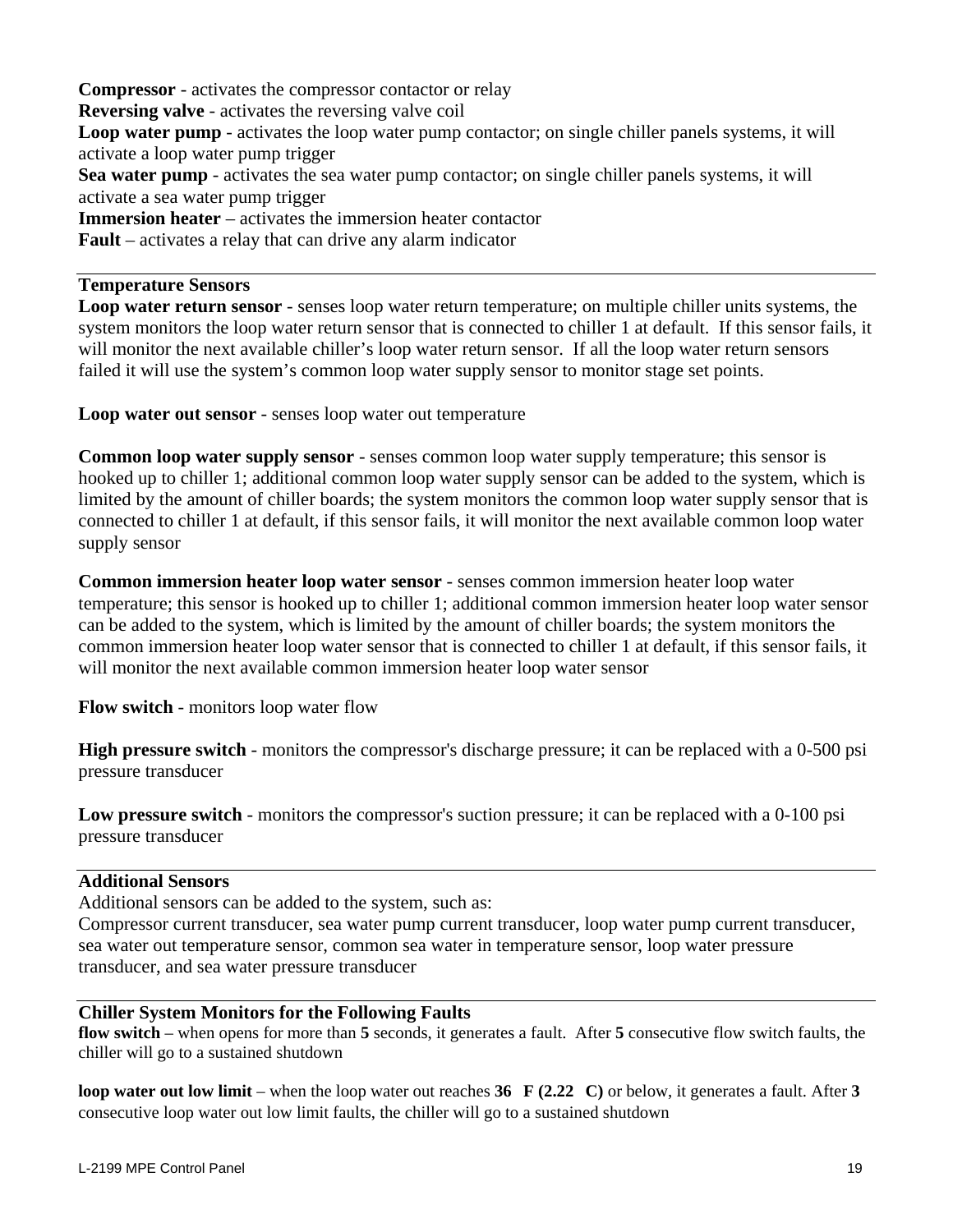**Compressor** - activates the compressor contactor or relay
**Reversing valve** - activates the reversing valve coil
**Loop water pump** - activates the loop water pump contactor; on single chiller panels systems, it will activate a loop water pump trigger
**Sea water pump** - activates the sea water pump contactor; on single chiller panels systems, it will activate a sea water pump trigger
**Immersion heater** – activates the immersion heater contactor
**Fault** – activates a relay that can drive any alarm indicator

---

### Temperature Sensors

**Loop water return sensor** - senses loop water return temperature; on multiple chiller units systems, the system monitors the loop water return sensor that is connected to chiller 1 at default. If this sensor fails, it will monitor the next available chiller's loop water return sensor. If all the loop water return sensors failed it will use the system's common loop water supply sensor to monitor stage set points.

**Loop water out sensor** - senses loop water out temperature

**Common loop water supply sensor** - senses common loop water supply temperature; this sensor is hooked up to chiller 1; additional common loop water supply sensor can be added to the system, which is limited by the amount of chiller boards; the system monitors the common loop water supply sensor that is connected to chiller 1 at default, if this sensor fails, it will monitor the next available common loop water supply sensor

**Common immersion heater loop water sensor** - senses common immersion heater loop water temperature; this sensor is hooked up to chiller 1; additional common immersion heater loop water sensor can be added to the system, which is limited by the amount of chiller boards; the system monitors the common immersion heater loop water sensor that is connected to chiller 1 at default, if this sensor fails, it will monitor the next available common immersion heater loop water sensor

**Flow switch** - monitors loop water flow

**High pressure switch** - monitors the compressor's discharge pressure; it can be replaced with a 0-500 psi pressure transducer

**Low pressure switch** - monitors the compressor's suction pressure; it can be replaced with a 0-100 psi pressure transducer

---

### Additional Sensors

Additional sensors can be added to the system, such as:
Compressor current transducer, sea water pump current transducer, loop water pump current transducer, sea water out temperature sensor, common sea water in temperature sensor, loop water pressure transducer, and sea water pressure transducer

---

### Chiller System Monitors for the Following Faults

**flow switch** – when opens for more than **5** seconds, it generates a fault. After **5** consecutive flow switch faults, the chiller will go to a sustained shutdown

**loop water out low limit** – when the loop water out reaches **36 F (2.22 C)** or below, it generates a fault. After **3** consecutive loop water out low limit faults, the chiller will go to a sustained shutdown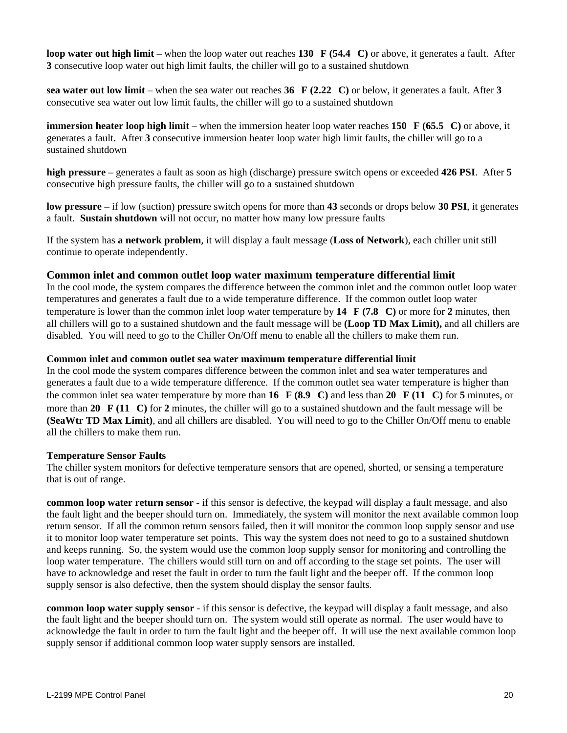**loop water out high limit** – when the loop water out reaches **130 °F (54.4 °C)** or above, it generates a fault. After **3** consecutive loop water out high limit faults, the chiller will go to a sustained shutdown

**sea water out low limit** – when the sea water out reaches **36 °F (2.22 °C)** or below, it generates a fault. After **3** consecutive sea water out low limit faults, the chiller will go to a sustained shutdown

**immersion heater loop high limit** – when the immersion heater loop water reaches **150 °F (65.5 °C)** or above, it generates a fault. After **3** consecutive immersion heater loop water high limit faults, the chiller will go to a sustained shutdown

**high pressure** – generates a fault as soon as high (discharge) pressure switch opens or exceeded **426 PSI**. After **5** consecutive high pressure faults, the chiller will go to a sustained shutdown

**low pressure** – if low (suction) pressure switch opens for more than **43** seconds or drops below **30 PSI**, it generates a fault. **Sustain shutdown** will not occur, no matter how many low pressure faults

If the system has **a network problem**, it will display a fault message (**Loss of Network**), each chiller unit still continue to operate independently.

### Common inlet and common outlet loop water maximum temperature differential limit

In the cool mode, the system compares the difference between the common inlet and the common outlet loop water temperatures and generates a fault due to a wide temperature difference. If the common outlet loop water temperature is lower than the common inlet loop water temperature by **14 °F (7.8 °C)** or more for **2** minutes, then all chillers will go to a sustained shutdown and the fault message will be **(Loop TD Max Limit),** and all chillers are disabled. You will need to go to the Chiller On/Off menu to enable all the chillers to make them run.

#### Common inlet and common outlet sea water maximum temperature differential limit

In the cool mode the system compares difference between the common inlet and sea water temperatures and generates a fault due to a wide temperature difference. If the common outlet sea water temperature is higher than the common inlet sea water temperature by more than **16 °F (8.9 °C)** and less than **20 °F (11 °C)** for **5** minutes, or more than **20 °F (11 °C)** for **2** minutes, the chiller will go to a sustained shutdown and the fault message will be **(SeaWtr TD Max Limit)**, and all chillers are disabled. You will need to go to the Chiller On/Off menu to enable all the chillers to make them run.

#### Temperature Sensor Faults

The chiller system monitors for defective temperature sensors that are opened, shorted, or sensing a temperature that is out of range.

**common loop water return sensor** - if this sensor is defective, the keypad will display a fault message, and also the fault light and the beeper should turn on. Immediately, the system will monitor the next available common loop return sensor. If all the common return sensors failed, then it will monitor the common loop supply sensor and use it to monitor loop water temperature set points. This way the system does not need to go to a sustained shutdown and keeps running. So, the system would use the common loop supply sensor for monitoring and controlling the loop water temperature. The chillers would still turn on and off according to the stage set points. The user will have to acknowledge and reset the fault in order to turn the fault light and the beeper off. If the common loop supply sensor is also defective, then the system should display the sensor faults.

**common loop water supply sensor** - if this sensor is defective, the keypad will display a fault message, and also the fault light and the beeper should turn on. The system would still operate as normal. The user would have to acknowledge the fault in order to turn the fault light and the beeper off. It will use the next available common loop supply sensor if additional common loop water supply sensors are installed.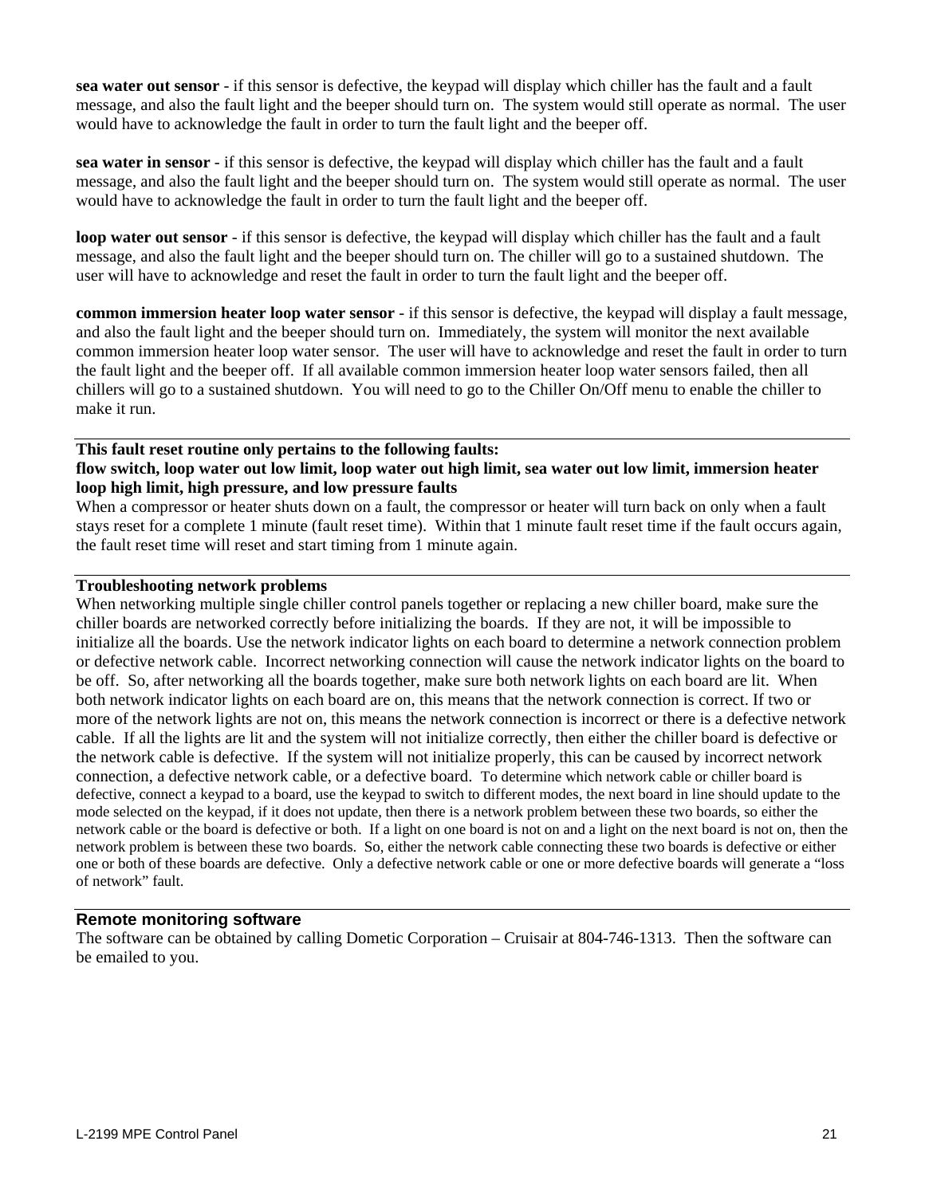**sea water out sensor** - if this sensor is defective, the keypad will display which chiller has the fault and a fault message, and also the fault light and the beeper should turn on. The system would still operate as normal. The user would have to acknowledge the fault in order to turn the fault light and the beeper off.

**sea water in sensor** - if this sensor is defective, the keypad will display which chiller has the fault and a fault message, and also the fault light and the beeper should turn on. The system would still operate as normal. The user would have to acknowledge the fault in order to turn the fault light and the beeper off.

**loop water out sensor** - if this sensor is defective, the keypad will display which chiller has the fault and a fault message, and also the fault light and the beeper should turn on. The chiller will go to a sustained shutdown. The user will have to acknowledge and reset the fault in order to turn the fault light and the beeper off.

**common immersion heater loop water sensor** - if this sensor is defective, the keypad will display a fault message, and also the fault light and the beeper should turn on. Immediately, the system will monitor the next available common immersion heater loop water sensor. The user will have to acknowledge and reset the fault in order to turn the fault light and the beeper off. If all available common immersion heater loop water sensors failed, then all chillers will go to a sustained shutdown. You will need to go to the Chiller On/Off menu to enable the chiller to make it run.

**This fault reset routine only pertains to the following faults:**
**flow switch, loop water out low limit, loop water out high limit, sea water out low limit, immersion heater loop high limit, high pressure, and low pressure faults**

When a compressor or heater shuts down on a fault, the compressor or heater will turn back on only when a fault stays reset for a complete 1 minute (fault reset time). Within that 1 minute fault reset time if the fault occurs again, the fault reset time will reset and start timing from 1 minute again.

**Troubleshooting network problems**

When networking multiple single chiller control panels together or replacing a new chiller board, make sure the chiller boards are networked correctly before initializing the boards. If they are not, it will be impossible to initialize all the boards. Use the network indicator lights on each board to determine a network connection problem or defective network cable. Incorrect networking connection will cause the network indicator lights on the board to be off. So, after networking all the boards together, make sure both network lights on each board are lit. When both network indicator lights on each board are on, this means that the network connection is correct. If two or more of the network lights are not on, this means the network connection is incorrect or there is a defective network cable. If all the lights are lit and the system will not initialize correctly, then either the chiller board is defective or the network cable is defective. If the system will not initialize properly, this can be caused by incorrect network connection, a defective network cable, or a defective board. To determine which network cable or chiller board is defective, connect a keypad to a board, use the keypad to switch to different modes, the next board in line should update to the mode selected on the keypad, if it does not update, then there is a network problem between these two boards, so either the network cable or the board is defective or both. If a light on one board is not on and a light on the next board is not on, then the network problem is between these two boards. So, either the network cable connecting these two boards is defective or either one or both of these boards are defective. Only a defective network cable or one or more defective boards will generate a "loss of network" fault.

**Remote monitoring software**

The software can be obtained by calling Dometic Corporation – Cruisair at 804-746-1313. Then the software can be emailed to you.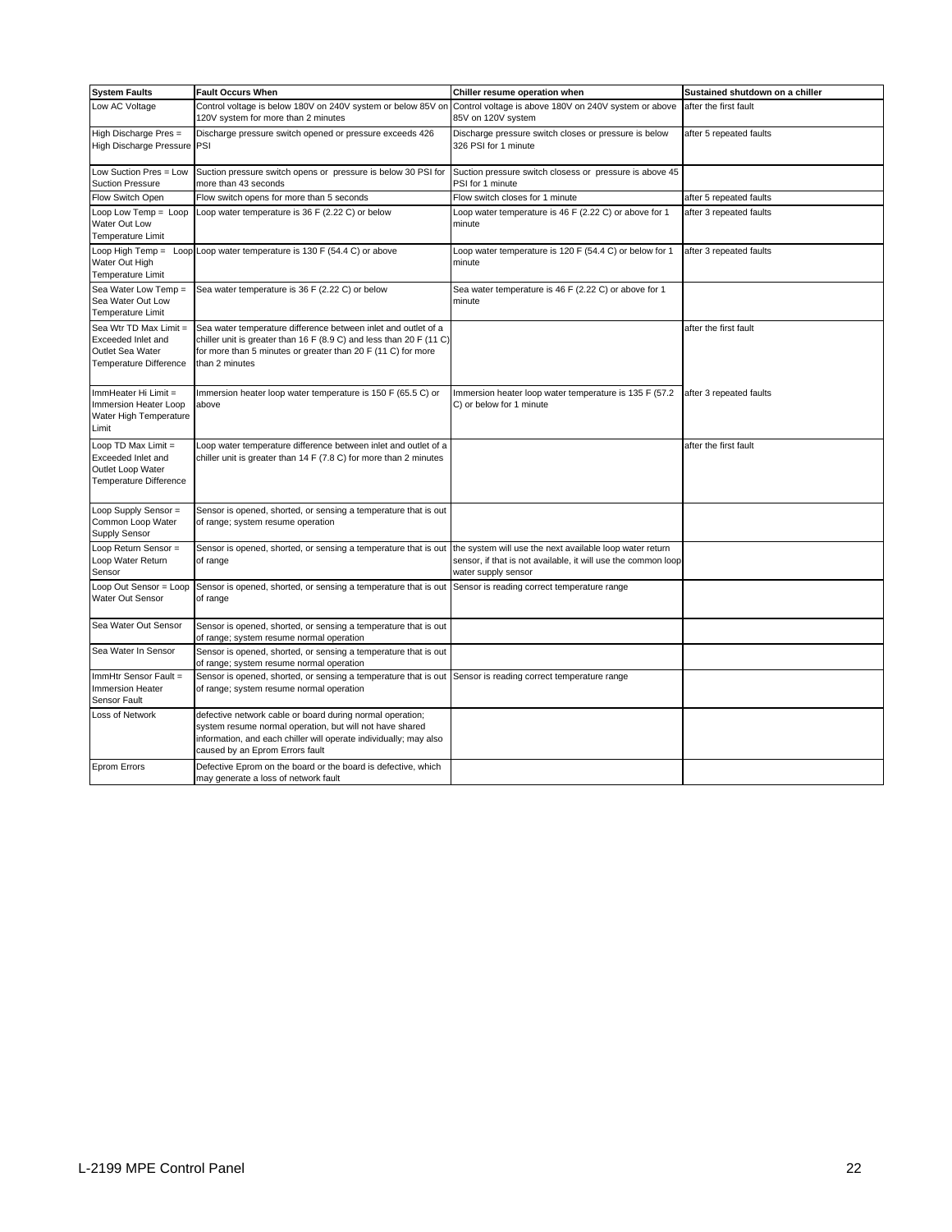| System Faults | Fault Occurs When | Chiller resume operation when | Sustained shutdown on a chiller |
|---|---|---|---|
| Low AC Voltage | Control voltage is below 180V on 240V system or below 85V on 120V system for more than 2 minutes | Control voltage is above 180V on 240V system or above 85V on 120V system | after the first fault |
| High Discharge Pres = High Discharge Pressure | Discharge pressure switch opened or pressure exceeds 426 PSI | Discharge pressure switch closes or pressure is below 326 PSI for 1 minute | after 5 repeated faults |
| Low Suction Pres = Low Suction Pressure | Suction pressure switch opens or pressure is below 30 PSI for more than 43 seconds | Suction pressure switch closess or pressure is above 45 PSI for 1 minute | |
| Flow Switch Open | Flow switch opens for more than 5 seconds | Flow switch closes for 1 minute | after 5 repeated faults |
| Loop Low Temp = Loop Water Out Low Temperature Limit | Loop water temperature is 36 F (2.22 C) or below | Loop water temperature is 46 F (2.22 C) or above for 1 minute | after 3 repeated faults |
| Loop High Temp = Loop Water Out High Temperature Limit | Loop water temperature is 130 F (54.4 C) or above | Loop water temperature is 120 F (54.4 C) or below for 1 minute | after 3 repeated faults |
| Sea Water Low Temp = Sea Water Out Low Temperature Limit | Sea water temperature is 36 F (2.22 C) or below | Sea water temperature is 46 F (2.22 C) or above for 1 minute | |
| Sea Wtr TD Max Limit = Exceeded Inlet and Outlet Sea Water Temperature Difference | Sea water temperature difference between inlet and outlet of a chiller unit is greater than 16 F (8.9 C) and less than 20 F (11 C) for more than 5 minutes or greater than 20 F (11 C) for more than 2 minutes | | after the first fault |
| ImmHeater Hi Limit = Immersion Heater Loop Water High Temperature Limit | Immersion heater loop water temperature is 150 F (65.5 C) or above | Immersion heater loop water temperature is 135 F (57.2 C) or below for 1 minute | after 3 repeated faults |
| Loop TD Max Limit = Exceeded Inlet and Outlet Loop Water Temperature Difference | Loop water temperature difference between inlet and outlet of a chiller unit is greater than 14 F (7.8 C) for more than 2 minutes | | after the first fault |
| Loop Supply Sensor = Common Loop Water Supply Sensor | Sensor is opened, shorted, or sensing a temperature that is out of range; system resume operation | | |
| Loop Return Sensor = Loop Water Return Sensor | Sensor is opened, shorted, or sensing a temperature that is out of range | the system will use the next available loop water return sensor, if that is not available, it will use the common loop water supply sensor | |
| Loop Out Sensor = Loop Water Out Sensor | Sensor is opened, shorted, or sensing a temperature that is out of range | Sensor is reading correct temperature range | |
| Sea Water Out Sensor | Sensor is opened, shorted, or sensing a temperature that is out of range; system resume normal operation | | |
| Sea Water In Sensor | Sensor is opened, shorted, or sensing a temperature that is out of range; system resume normal operation | | |
| ImmHtr Sensor Fault = Immersion Heater Sensor Fault | Sensor is opened, shorted, or sensing a temperature that is out of range; system resume normal operation | Sensor is reading correct temperature range | |
| Loss of Network | defective network cable or board during normal operation; system resume normal operation, but will not have shared information, and each chiller will operate individually; may also caused by an Eprom Errors fault | | |
| Eprom Errors | Defective Eprom on the board or the board is defective, which may generate a loss of network fault | | |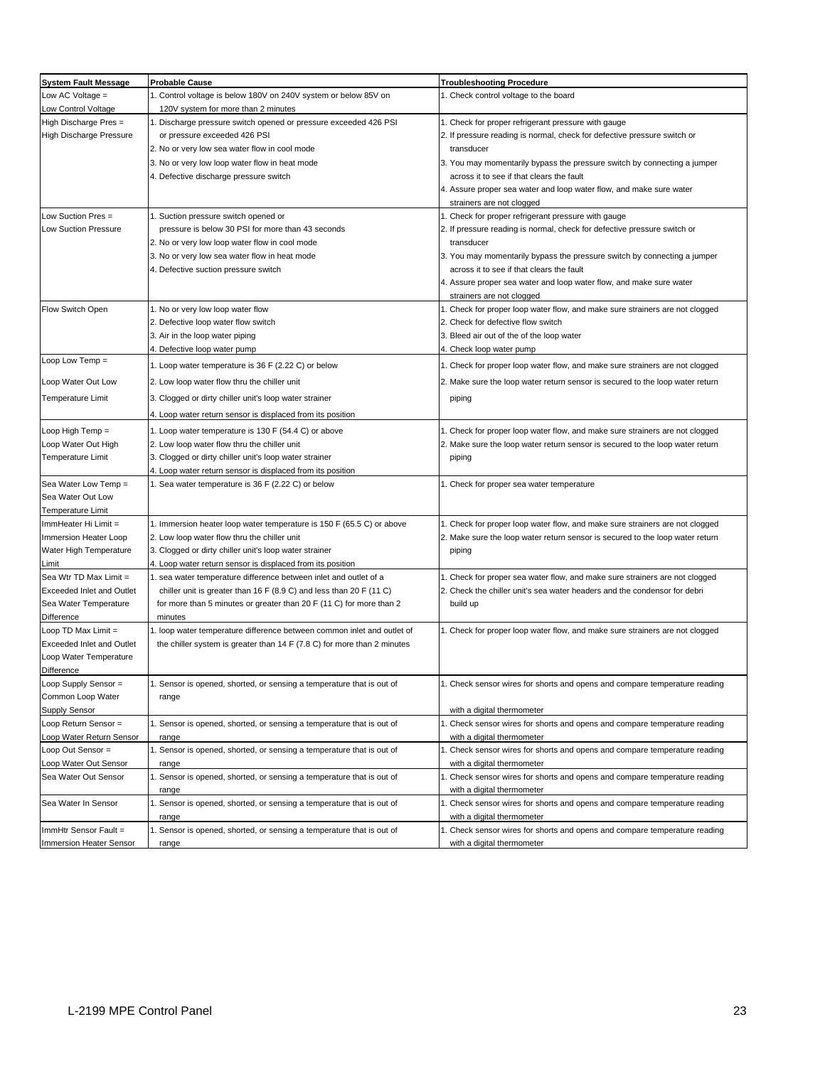| System Fault Message | Probable Cause | Troubleshooting Procedure |
|---|---|---|
| Low AC Voltage = Low Control Voltage | 1. Control voltage is below 180V on 240V system or below 85V on 120V system for more than 2 minutes | 1. Check control voltage to the board |
| High Discharge Pres = High Discharge Pressure | 1. Discharge pressure switch opened or pressure exceeded 426 PSI or pressure exceeded 426 PSI<br>2. No or very low sea water flow in cool mode<br>3. No or very low loop water flow in heat mode<br>4. Defective discharge pressure switch | 1. Check for proper refrigerant pressure with gauge<br>2. If pressure reading is normal, check for defective pressure switch or transducer<br>3. You may momentarily bypass the pressure switch by connecting a jumper across it to see if that clears the fault<br>4. Assure proper sea water and loop water flow, and make sure water strainers are not clogged |
| Low Suction Pres = Low Suction Pressure | 1. Suction pressure switch opened or pressure is below 30 PSI for more than 43 seconds<br>2. No or very low loop water flow in cool mode<br>3. No or very low sea water flow in heat mode<br>4. Defective suction pressure switch | 1. Check for proper refrigerant pressure with gauge<br>2. If pressure reading is normal, check for defective pressure switch or transducer<br>3. You may momentarily bypass the pressure switch by connecting a jumper across it to see if that clears the fault<br>4. Assure proper sea water and loop water flow, and make sure water strainers are not clogged |
| Flow Switch Open | 1. No or very low loop water flow<br>2. Defective loop water flow switch<br>3. Air in the loop water piping<br>4. Defective loop water pump | 1. Check for proper loop water flow, and make sure strainers are not clogged<br>2. Check for defective flow switch<br>3. Bleed air out of the of the loop water<br>4. Check loop water pump |
| Loop Low Temp = Loop Water Out Low Temperature Limit | 1. Loop water temperature is 36 F (2.22 C) or below<br>2. Low loop water flow thru the chiller unit<br>3. Clogged or dirty chiller unit's loop water strainer<br>4. Loop water return sensor is displaced from its position | 1. Check for proper loop water flow, and make sure strainers are not clogged<br>2. Make sure the loop water return sensor is secured to the loop water return piping |
| Loop High Temp = Loop Water Out High Temperature Limit | 1. Loop water temperature is 130 F (54.4 C) or above<br>2. Low loop water flow thru the chiller unit<br>3. Clogged or dirty chiller unit's loop water strainer<br>4. Loop water return sensor is displaced from its position | 1. Check for proper loop water flow, and make sure strainers are not clogged<br>2. Make sure the loop water return sensor is secured to the loop water return piping |
| Sea Water Low Temp = Sea Water Out Low Temperature Limit | 1. Sea water temperature is 36 F (2.22 C) or below | 1. Check for proper sea water temperature |
| ImmHeater Hi Limit = Immersion Heater Loop Water High Temperature Limit | 1. Immersion heater loop water temperature is 150 F (65.5 C) or above<br>2. Low loop water flow thru the chiller unit<br>3. Clogged or dirty chiller unit's loop water strainer<br>4. Loop water return sensor is displaced from its position | 1. Check for proper loop water flow, and make sure strainers are not clogged<br>2. Make sure the loop water return sensor is secured to the loop water return piping |
| Sea Wtr TD Max Limit = Exceeded Inlet and Outlet Sea Water Temperature Difference | 1. sea water temperature difference between inlet and outlet of a chiller unit is greater than 16 F (8.9 C) and less than 20 F (11 C) for more than 5 minutes or greater than 20 F (11 C) for more than 2 minutes | 1. Check for proper sea water flow, and make sure strainers are not clogged<br>2. Check the chiller unit's sea water headers and the condensor for debri build up |
| Loop TD Max Limit = Exceeded Inlet and Outlet Loop Water Temperature Difference | 1. loop water temperature difference between common inlet and outlet of the chiller system is greater than 14 F (7.8 C) for more than 2 minutes | 1. Check for proper loop water flow, and make sure strainers are not clogged |
| Loop Supply Sensor = Common Loop Water Supply Sensor | 1. Sensor is opened, shorted, or sensing a temperature that is out of range | 1. Check sensor wires for shorts and opens and compare temperature reading with a digital thermometer |
| Loop Return Sensor = Loop Water Return Sensor | 1. Sensor is opened, shorted, or sensing a temperature that is out of range | 1. Check sensor wires for shorts and opens and compare temperature reading with a digital thermometer |
| Loop Out Sensor = Loop Water Out Sensor | 1. Sensor is opened, shorted, or sensing a temperature that is out of range | 1. Check sensor wires for shorts and opens and compare temperature reading with a digital thermometer |
| Sea Water Out Sensor | 1. Sensor is opened, shorted, or sensing a temperature that is out of range | 1. Check sensor wires for shorts and opens and compare temperature reading with a digital thermometer |
| Sea Water In Sensor | 1. Sensor is opened, shorted, or sensing a temperature that is out of range | 1. Check sensor wires for shorts and opens and compare temperature reading with a digital thermometer |
| ImmHtr Sensor Fault = Immersion Heater Sensor | 1. Sensor is opened, shorted, or sensing a temperature that is out of range | 1. Check sensor wires for shorts and opens and compare temperature reading with a digital thermometer |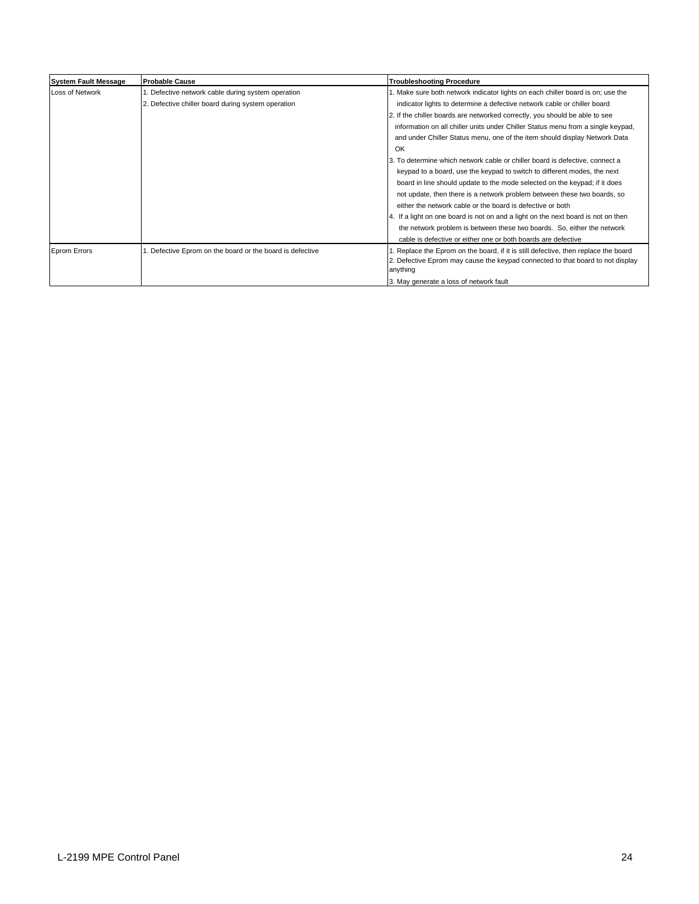| System Fault Message | Probable Cause | Troubleshooting Procedure |
|---|---|---|
| Loss of Network | 1. Defective network cable during system operation<br>2. Defective chiller board during system operation | 1. Make sure both network indicator lights on each chiller board is on; use the indicator lights to determine a defective network cable or chiller board<br>2. If the chiller boards are networked correctly, you should be able to see information on all chiller units under Chiller Status menu from a single keypad, and under Chiller Status menu, one of the item should display Network Data OK<br>3. To determine which network cable or chiller board is defective, connect a keypad to a board, use the keypad to switch to different modes, the next board in line should update to the mode selected on the keypad; if it does not update, then there is a network problem between these two boards, so either the network cable or the board is defective or both<br>4. If a light on one board is not on and a light on the next board is not on then the network problem is between these two boards. So, either the network cable is defective or either one or both boards are defective |
| Eprom Errors | 1. Defective Eprom on the board or the board is defective | 1. Replace the Eprom on the board, if it is still defective, then replace the board<br>2. Defective Eprom may cause the keypad connected to that board to not display anything<br>3. May generate a loss of network fault |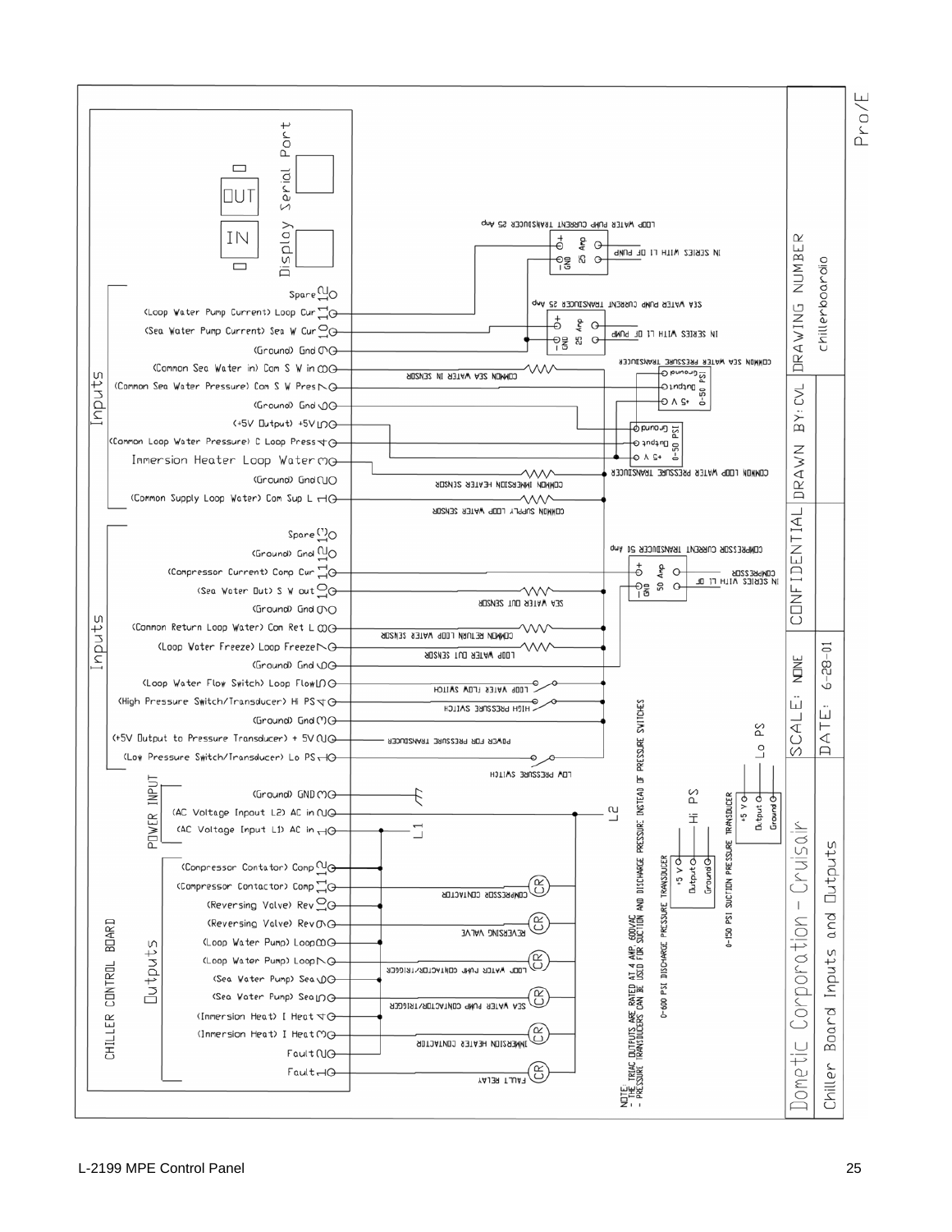# Chiller Board Inputs and Outputs

**CHILLER CONTROL BOARD**

Display Serial Port — IN / OUT

## Inputs

| Pin | Label | Connection |
|---|---|---|
| 12 | Spare | |
| 11 | (Loop Water Pump Current) Loop Cur | LOOP WATER PUMP CURRENT TRANSDUCER 25 Amp (+, GND) — IN SERIES WITH L1 OF PUMP |
| 10 | (Sea Water Pump Current) Sea W Cur | SEA WATER PUMP CURRENT TRANSDUCER 25 Amp (+, GND) — IN SERIES WITH L1 OF PUMP |
| 9 | (Ground) Gnd | |
| 8 | (Common Sea Water in) Com S W in | COMMON SEA WATER IN SENSOR |
| 7 | (Common Sea Water Pressure) Com S W Pres | COMMON SEA WATER PRESSURE TRANSDUCER 0-50 PSI (+5 V, Output, Ground) |
| 6 | (Ground) Gnd | |
| 5 | (+5V Output) +5V | |
| 4 | (Common Loop Water Pressure) C Loop Press | COMMON LOOP WATER PRESSURE TRANSDUCER 0-50 PSI (+5 V, Output, Ground) |
| 3 | Immersion Heater Loop Water | COMMON IMMERSION HEATER SENSOR |
| 2 | (Ground) Gnd | |
| 1 | (Common Supply Loop Water) Com Sup L | COMMON SUPPLY LOOP WATER SENSOR |

## Inputs

| Pin | Label | Connection |
|---|---|---|
| 13 | Spare | |
| 12 | (Ground) Gnd | |
| 11 | (Compressor Current) Comp Cur | COMPRESSOR CURRENT TRANSDUCER 50 Amp (+, GND) — IN SERIES WITH L1 OF COMPRESSOR |
| 10 | (Sea Water Out) S W out | SEA WATER OUT SENSOR |
| 9 | (Ground) Gnd | |
| 8 | (Common Return Loop Water) Com Ret L | COMMON RETURN LOOP WATER SENSOR |
| 7 | (Loop Water Freeze) Loop Freeze | LOOP WATER OUT SENSOR |
| 6 | (Ground) Gnd | |
| 5 | (Loop Water Flow Switch) Loop Flow | LOOP WATER FLOW SWITCH |
| 4 | (High Pressure Switch/Transducer) Hi PS | HIGH PRESSURE SWITCH |
| 3 | (Ground) Gnd | |
| 2 | (+5V Output to Pressure Transducer) + 5V | POWER FOR PRESSURE TRANSDUCER |
| 1 | (Low Pressure Switch/Transducer) Lo PS | LOW PRESSURE SWITCH |

## POWER INPUT

| Pin | Label | Connection |
|---|---|---|
| 3 | (Ground) GND | Ground |
| 2 | (AC Voltage Inpout L2) AC in | L2 |
| 1 | (AC Voltage Input L1) AC in | L1 |

## Outputs

| Pin | Label | Connection |
|---|---|---|
| 12 | (Compressor Contator) Comp | |
| 11 | (Compressor Contactor) Comp | COMPRESSOR CONTACTOR (CR) |
| 10 | (Reversing Valve) Rev | |
| 9 | (Reversing Valve) Rev | REVERSING VALVE (CR) |
| 8 | (Loop Water Pump) Loop | |
| 7 | (Loop Water Pump) Loop | LOOP WATER PUMP CONTACTOR/TRIGGER (CR) |
| 6 | (Sea Water Pump) Sea | |
| 5 | (Sea Water Pump) Sea | SEA WATER PUMP CONTACTOR/TRIGGER (CR) |
| 4 | (Inmersion Heat) I Heat | |
| 3 | (Inmersion Heat) I Heat | IMMERSION HEATER CONTACTOR (CR) |
| 2 | Fault | |
| 1 | Fault | FAULT RELAY (CR) |

0-600 PSI DISCHARGE PRESSURE TRANSDUCER: +5 V, Output, Ground — Hi PS

0-150 PSI SUCTION PRESSURE TRANSDUCER: +5 V, Output, Ground — Lo PS

NOTE:
- THE TRIAC OUTPUTS ARE RATED AT 4 AMP 600VAC
- PRESSURE TRANSDUCERS CAN BE USED FOR SUCTION AND DISCHARGE PRESSURE INSTEAD OF PRESSURE SWITCHES

| Dometic Corporation - Cruisair | SCALE: NONE | CONFIDENTIAL | DRAWN BY: CVL | DRAWING NUMBER chillerboardio |
|---|---|---|---|---|
| Chiller Board Inputs and Outputs | DATE: 6-28-01 | | | |

Pro/E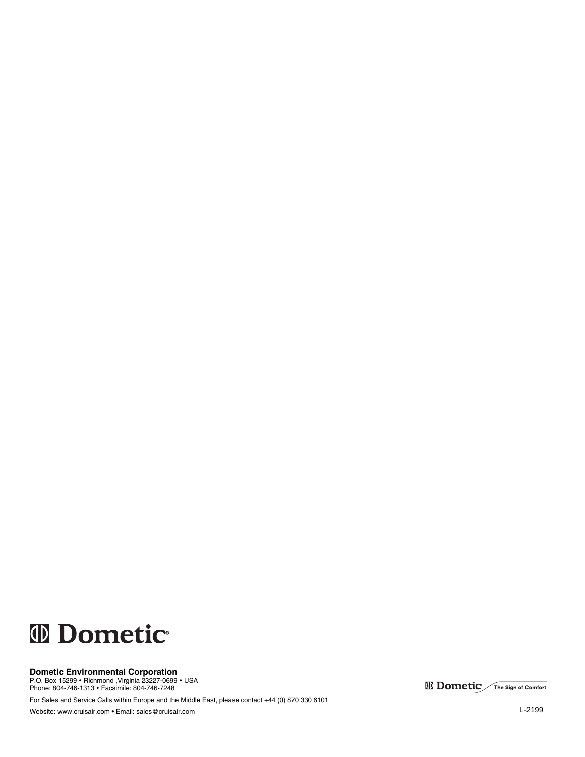Dometic®

**Dometic Environmental Corporation**
P.O. Box 15299 • Richmond ,Virginia 23227-0699 • USA
Phone: 804-746-1313 • Facsimile: 804-746-7248

For Sales and Service Calls within Europe and the Middle East, please contact +44 (0) 870 330 6101

Website: www.cruisair.com • Email: sales@cruisair.com

Dometic® The Sign of Comfort

L-2199